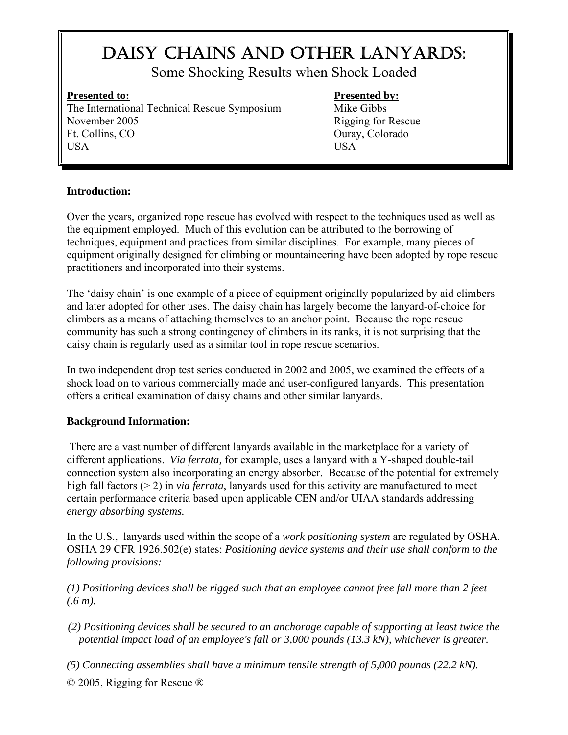# Daisy Chains and Other Lanyards:

Some Shocking Results when Shock Loaded

**Presented to:**
The International Technical Rescue Symposium
November 2005
Ft. Collins, CO
USA

**Presented by:**
Mike Gibbs
Rigging for Rescue
Ouray, Colorado
USA

**Introduction:**

Over the years, organized rope rescue has evolved with respect to the techniques used as well as the equipment employed. Much of this evolution can be attributed to the borrowing of techniques, equipment and practices from similar disciplines. For example, many pieces of equipment originally designed for climbing or mountaineering have been adopted by rope rescue practitioners and incorporated into their systems.

The 'daisy chain' is one example of a piece of equipment originally popularized by aid climbers and later adopted for other uses. The daisy chain has largely become the lanyard-of-choice for climbers as a means of attaching themselves to an anchor point. Because the rope rescue community has such a strong contingency of climbers in its ranks, it is not surprising that the daisy chain is regularly used as a similar tool in rope rescue scenarios.

In two independent drop test series conducted in 2002 and 2005, we examined the effects of a shock load on to various commercially made and user-configured lanyards. This presentation offers a critical examination of daisy chains and other similar lanyards.

**Background Information:**

There are a vast number of different lanyards available in the marketplace for a variety of different applications. *Via ferrata*, for example, uses a lanyard with a Y-shaped double-tail connection system also incorporating an energy absorber. Because of the potential for extremely high fall factors (> 2) in *via ferrata*, lanyards used for this activity are manufactured to meet certain performance criteria based upon applicable CEN and/or UIAA standards addressing *energy absorbing systems.*

In the U.S., lanyards used within the scope of a *work positioning system* are regulated by OSHA. OSHA 29 CFR 1926.502(e) states: *Positioning device systems and their use shall conform to the following provisions:*

*(1) Positioning devices shall be rigged such that an employee cannot free fall more than 2 feet (.6 m).*

*(2) Positioning devices shall be secured to an anchorage capable of supporting at least twice the potential impact load of an employee's fall or 3,000 pounds (13.3 kN), whichever is greater.*

*(5) Connecting assemblies shall have a minimum tensile strength of 5,000 pounds (22.2 kN).*

© 2005, Rigging for Rescue ®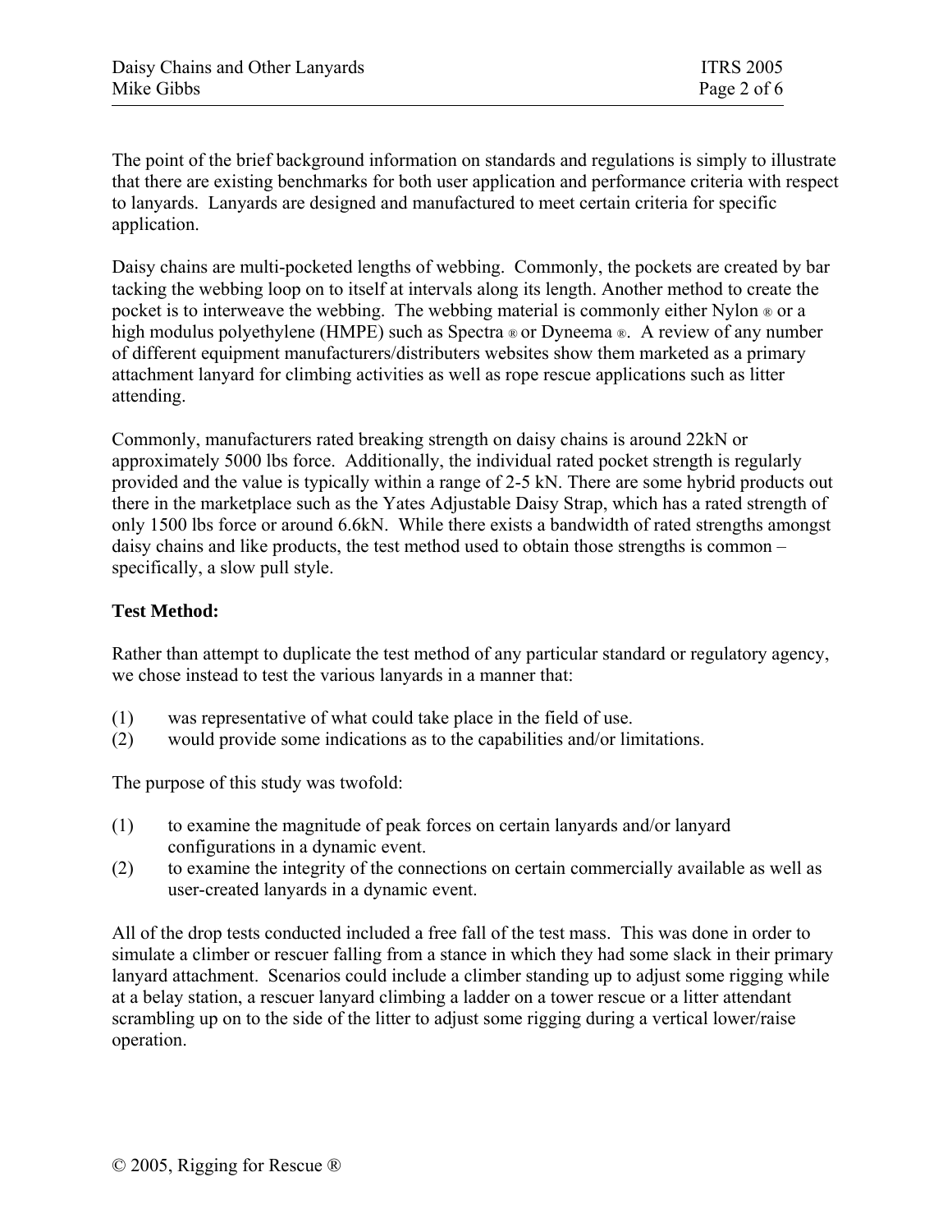The point of the brief background information on standards and regulations is simply to illustrate that there are existing benchmarks for both user application and performance criteria with respect to lanyards. Lanyards are designed and manufactured to meet certain criteria for specific application.

Daisy chains are multi-pocketed lengths of webbing. Commonly, the pockets are created by bar tacking the webbing loop on to itself at intervals along its length. Another method to create the pocket is to interweave the webbing. The webbing material is commonly either Nylon ® or a high modulus polyethylene (HMPE) such as Spectra ® or Dyneema ®. A review of any number of different equipment manufacturers/distributers websites show them marketed as a primary attachment lanyard for climbing activities as well as rope rescue applications such as litter attending.

Commonly, manufacturers rated breaking strength on daisy chains is around 22kN or approximately 5000 lbs force. Additionally, the individual rated pocket strength is regularly provided and the value is typically within a range of 2-5 kN. There are some hybrid products out there in the marketplace such as the Yates Adjustable Daisy Strap, which has a rated strength of only 1500 lbs force or around 6.6kN. While there exists a bandwidth of rated strengths amongst daisy chains and like products, the test method used to obtain those strengths is common – specifically, a slow pull style.

**Test Method:**

Rather than attempt to duplicate the test method of any particular standard or regulatory agency, we chose instead to test the various lanyards in a manner that:

(1) was representative of what could take place in the field of use.
(2) would provide some indications as to the capabilities and/or limitations.

The purpose of this study was twofold:

(1) to examine the magnitude of peak forces on certain lanyards and/or lanyard configurations in a dynamic event.
(2) to examine the integrity of the connections on certain commercially available as well as user-created lanyards in a dynamic event.

All of the drop tests conducted included a free fall of the test mass. This was done in order to simulate a climber or rescuer falling from a stance in which they had some slack in their primary lanyard attachment. Scenarios could include a climber standing up to adjust some rigging while at a belay station, a rescuer lanyard climbing a ladder on a tower rescue or a litter attendant scrambling up on to the side of the litter to adjust some rigging during a vertical lower/raise operation.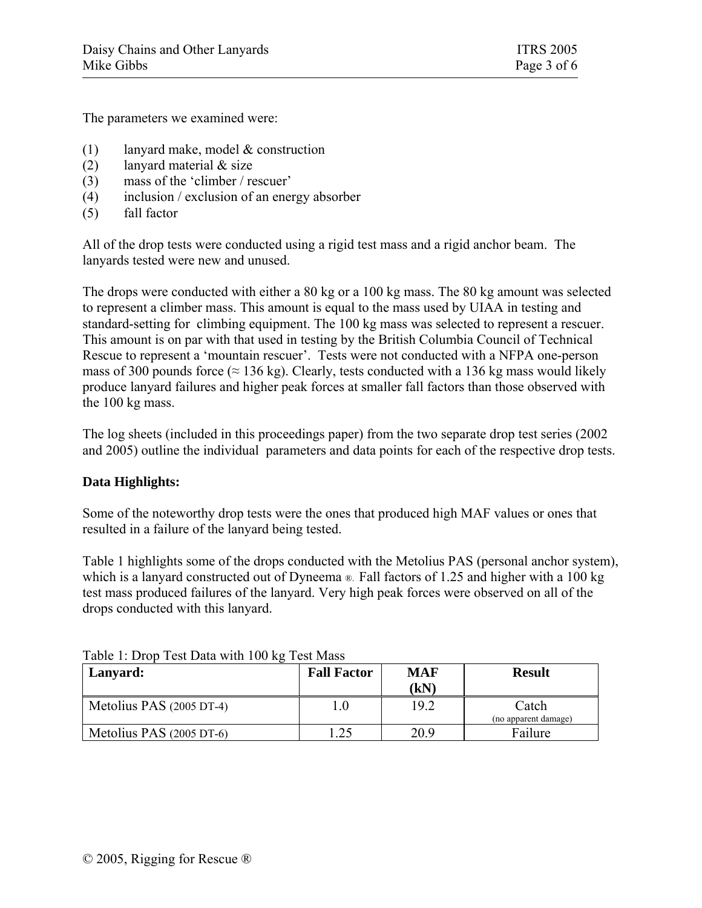The parameters we examined were:

(1) lanyard make, model & construction
(2) lanyard material & size
(3) mass of the 'climber / rescuer'
(4) inclusion / exclusion of an energy absorber
(5) fall factor

All of the drop tests were conducted using a rigid test mass and a rigid anchor beam. The lanyards tested were new and unused.

The drops were conducted with either a 80 kg or a 100 kg mass. The 80 kg amount was selected to represent a climber mass. This amount is equal to the mass used by UIAA in testing and standard-setting for climbing equipment. The 100 kg mass was selected to represent a rescuer. This amount is on par with that used in testing by the British Columbia Council of Technical Rescue to represent a 'mountain rescuer'. Tests were not conducted with a NFPA one-person mass of 300 pounds force (≈ 136 kg). Clearly, tests conducted with a 136 kg mass would likely produce lanyard failures and higher peak forces at smaller fall factors than those observed with the 100 kg mass.

The log sheets (included in this proceedings paper) from the two separate drop test series (2002 and 2005) outline the individual parameters and data points for each of the respective drop tests.

**Data Highlights:**

Some of the noteworthy drop tests were the ones that produced high MAF values or ones that resulted in a failure of the lanyard being tested.

Table 1 highlights some of the drops conducted with the Metolius PAS (personal anchor system), which is a lanyard constructed out of Dyneema ®. Fall factors of 1.25 and higher with a 100 kg test mass produced failures of the lanyard. Very high peak forces were observed on all of the drops conducted with this lanyard.

Table 1: Drop Test Data with 100 kg Test Mass

| **Lanyard:** | **Fall Factor** | **MAF (kN)** | **Result** |
|---|---|---|---|
| Metolius PAS (2005 DT-4) | 1.0 | 19.2 | Catch (no apparent damage) |
| Metolius PAS (2005 DT-6) | 1.25 | 20.9 | Failure |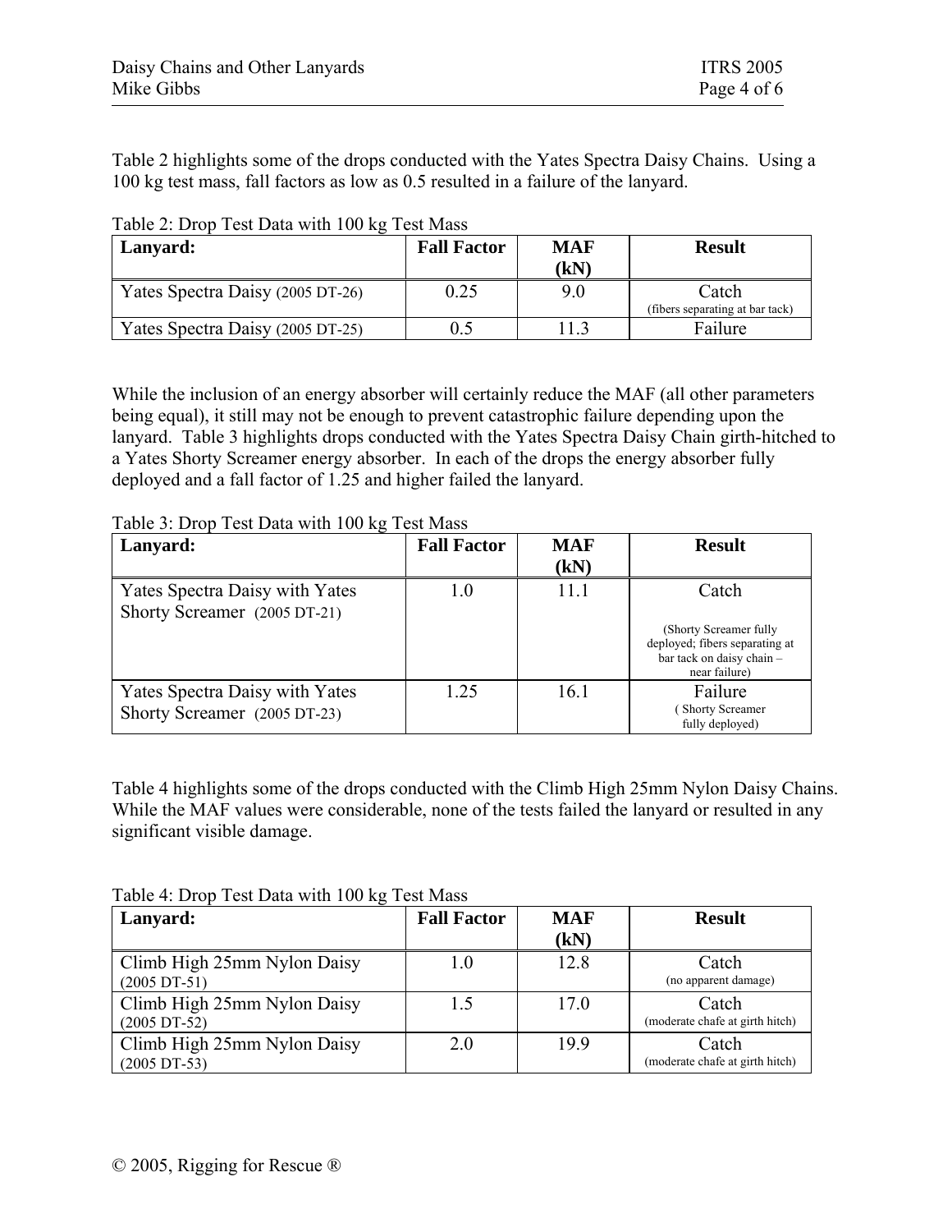Table 2 highlights some of the drops conducted with the Yates Spectra Daisy Chains. Using a 100 kg test mass, fall factors as low as 0.5 resulted in a failure of the lanyard.

Table 2: Drop Test Data with 100 kg Test Mass

| Lanyard: | Fall Factor | MAF (kN) | Result |
|---|---|---|---|
| Yates Spectra Daisy (2005 DT-26) | 0.25 | 9.0 | Catch (fibers separating at bar tack) |
| Yates Spectra Daisy (2005 DT-25) | 0.5 | 11.3 | Failure |

While the inclusion of an energy absorber will certainly reduce the MAF (all other parameters being equal), it still may not be enough to prevent catastrophic failure depending upon the lanyard. Table 3 highlights drops conducted with the Yates Spectra Daisy Chain girth-hitched to a Yates Shorty Screamer energy absorber. In each of the drops the energy absorber fully deployed and a fall factor of 1.25 and higher failed the lanyard.

Table 3: Drop Test Data with 100 kg Test Mass

| Lanyard: | Fall Factor | MAF (kN) | Result |
|---|---|---|---|
| Yates Spectra Daisy with Yates Shorty Screamer (2005 DT-21) | 1.0 | 11.1 | Catch (Shorty Screamer fully deployed; fibers separating at bar tack on daisy chain – near failure) |
| Yates Spectra Daisy with Yates Shorty Screamer (2005 DT-23) | 1.25 | 16.1 | Failure ( Shorty Screamer fully deployed) |

Table 4 highlights some of the drops conducted with the Climb High 25mm Nylon Daisy Chains. While the MAF values were considerable, none of the tests failed the lanyard or resulted in any significant visible damage.

Table 4: Drop Test Data with 100 kg Test Mass

| Lanyard: | Fall Factor | MAF (kN) | Result |
|---|---|---|---|
| Climb High 25mm Nylon Daisy (2005 DT-51) | 1.0 | 12.8 | Catch (no apparent damage) |
| Climb High 25mm Nylon Daisy (2005 DT-52) | 1.5 | 17.0 | Catch (moderate chafe at girth hitch) |
| Climb High 25mm Nylon Daisy (2005 DT-53) | 2.0 | 19.9 | Catch (moderate chafe at girth hitch) |

© 2005, Rigging for Rescue ®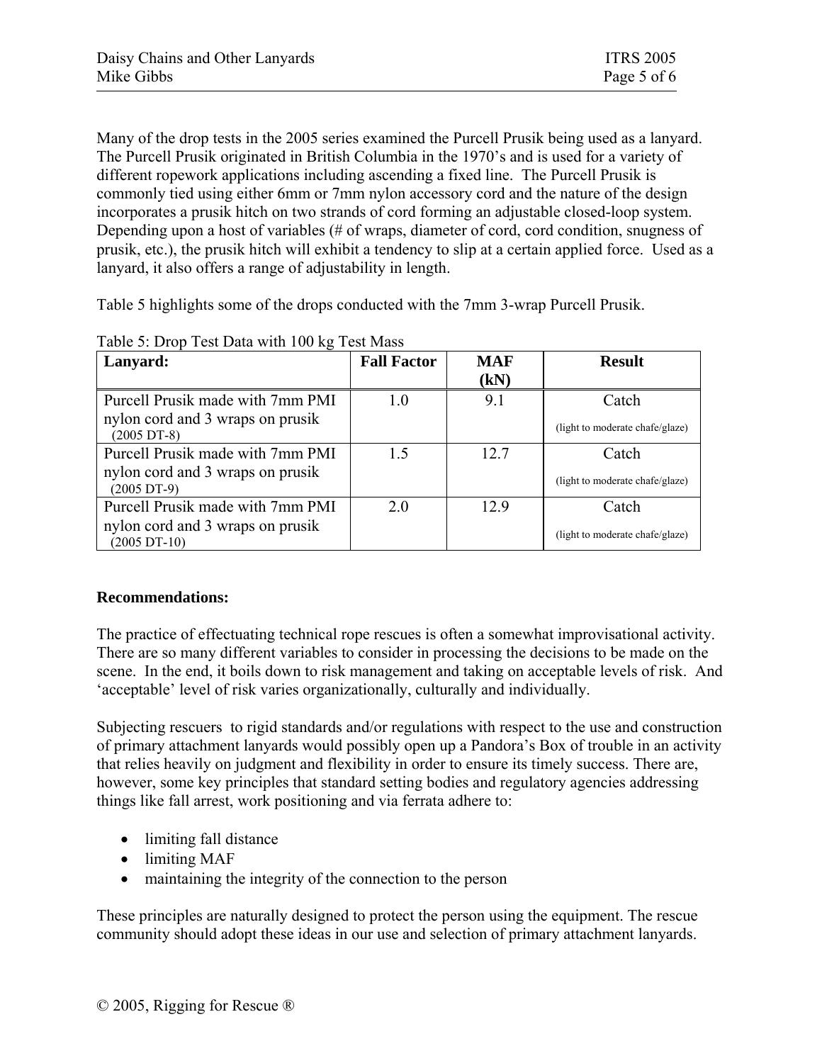Many of the drop tests in the 2005 series examined the Purcell Prusik being used as a lanyard. The Purcell Prusik originated in British Columbia in the 1970's and is used for a variety of different ropework applications including ascending a fixed line. The Purcell Prusik is commonly tied using either 6mm or 7mm nylon accessory cord and the nature of the design incorporates a prusik hitch on two strands of cord forming an adjustable closed-loop system. Depending upon a host of variables (# of wraps, diameter of cord, cord condition, snugness of prusik, etc.), the prusik hitch will exhibit a tendency to slip at a certain applied force. Used as a lanyard, it also offers a range of adjustability in length.

Table 5 highlights some of the drops conducted with the 7mm 3-wrap Purcell Prusik.

Table 5: Drop Test Data with 100 kg Test Mass

| Lanyard: | Fall Factor | MAF (kN) | Result |
|---|---|---|---|
| Purcell Prusik made with 7mm PMI nylon cord and 3 wraps on prusik (2005 DT-8) | 1.0 | 9.1 | Catch (light to moderate chafe/glaze) |
| Purcell Prusik made with 7mm PMI nylon cord and 3 wraps on prusik (2005 DT-9) | 1.5 | 12.7 | Catch (light to moderate chafe/glaze) |
| Purcell Prusik made with 7mm PMI nylon cord and 3 wraps on prusik (2005 DT-10) | 2.0 | 12.9 | Catch (light to moderate chafe/glaze) |

**Recommendations:**

The practice of effectuating technical rope rescues is often a somewhat improvisational activity. There are so many different variables to consider in processing the decisions to be made on the scene. In the end, it boils down to risk management and taking on acceptable levels of risk. And 'acceptable' level of risk varies organizationally, culturally and individually.

Subjecting rescuers to rigid standards and/or regulations with respect to the use and construction of primary attachment lanyards would possibly open up a Pandora's Box of trouble in an activity that relies heavily on judgment and flexibility in order to ensure its timely success. There are, however, some key principles that standard setting bodies and regulatory agencies addressing things like fall arrest, work positioning and via ferrata adhere to:

- limiting fall distance
- limiting MAF
- maintaining the integrity of the connection to the person

These principles are naturally designed to protect the person using the equipment. The rescue community should adopt these ideas in our use and selection of primary attachment lanyards.

© 2005, Rigging for Rescue ®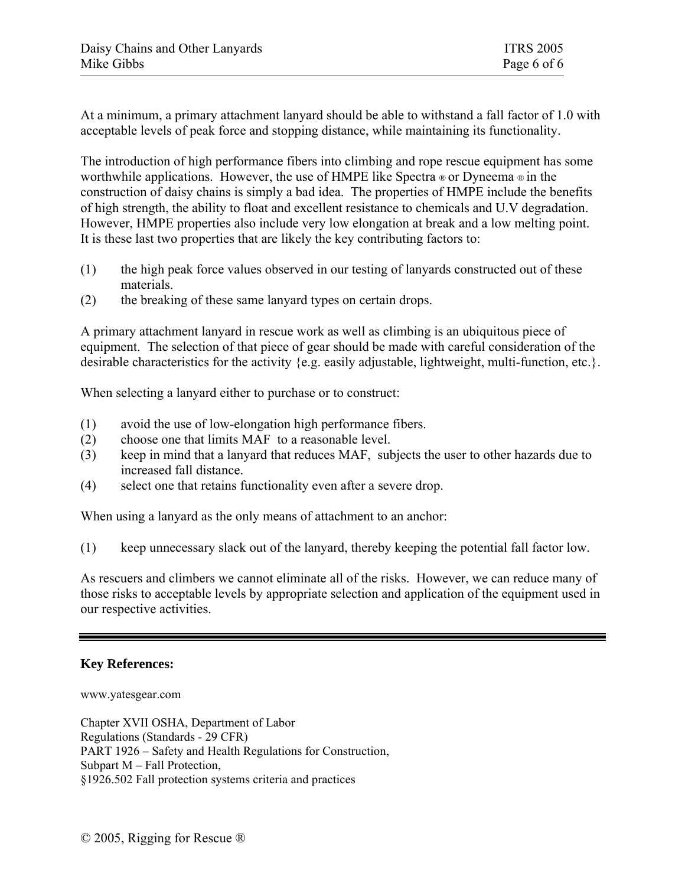At a minimum, a primary attachment lanyard should be able to withstand a fall factor of 1.0 with acceptable levels of peak force and stopping distance, while maintaining its functionality.

The introduction of high performance fibers into climbing and rope rescue equipment has some worthwhile applications. However, the use of HMPE like Spectra ® or Dyneema ® in the construction of daisy chains is simply a bad idea. The properties of HMPE include the benefits of high strength, the ability to float and excellent resistance to chemicals and U.V degradation. However, HMPE properties also include very low elongation at break and a low melting point. It is these last two properties that are likely the key contributing factors to:

(1) the high peak force values observed in our testing of lanyards constructed out of these materials.
(2) the breaking of these same lanyard types on certain drops.

A primary attachment lanyard in rescue work as well as climbing is an ubiquitous piece of equipment. The selection of that piece of gear should be made with careful consideration of the desirable characteristics for the activity {e.g. easily adjustable, lightweight, multi-function, etc.}.

When selecting a lanyard either to purchase or to construct:

(1) avoid the use of low-elongation high performance fibers.
(2) choose one that limits MAF to a reasonable level.
(3) keep in mind that a lanyard that reduces MAF, subjects the user to other hazards due to increased fall distance.
(4) select one that retains functionality even after a severe drop.

When using a lanyard as the only means of attachment to an anchor:

(1) keep unnecessary slack out of the lanyard, thereby keeping the potential fall factor low.

As rescuers and climbers we cannot eliminate all of the risks. However, we can reduce many of those risks to acceptable levels by appropriate selection and application of the equipment used in our respective activities.

---

**Key References:**

www.yatesgear.com

Chapter XVII OSHA, Department of Labor
Regulations (Standards - 29 CFR)
PART 1926 – Safety and Health Regulations for Construction,
Subpart M – Fall Protection,
§1926.502 Fall protection systems criteria and practices

© 2005, Rigging for Rescue ®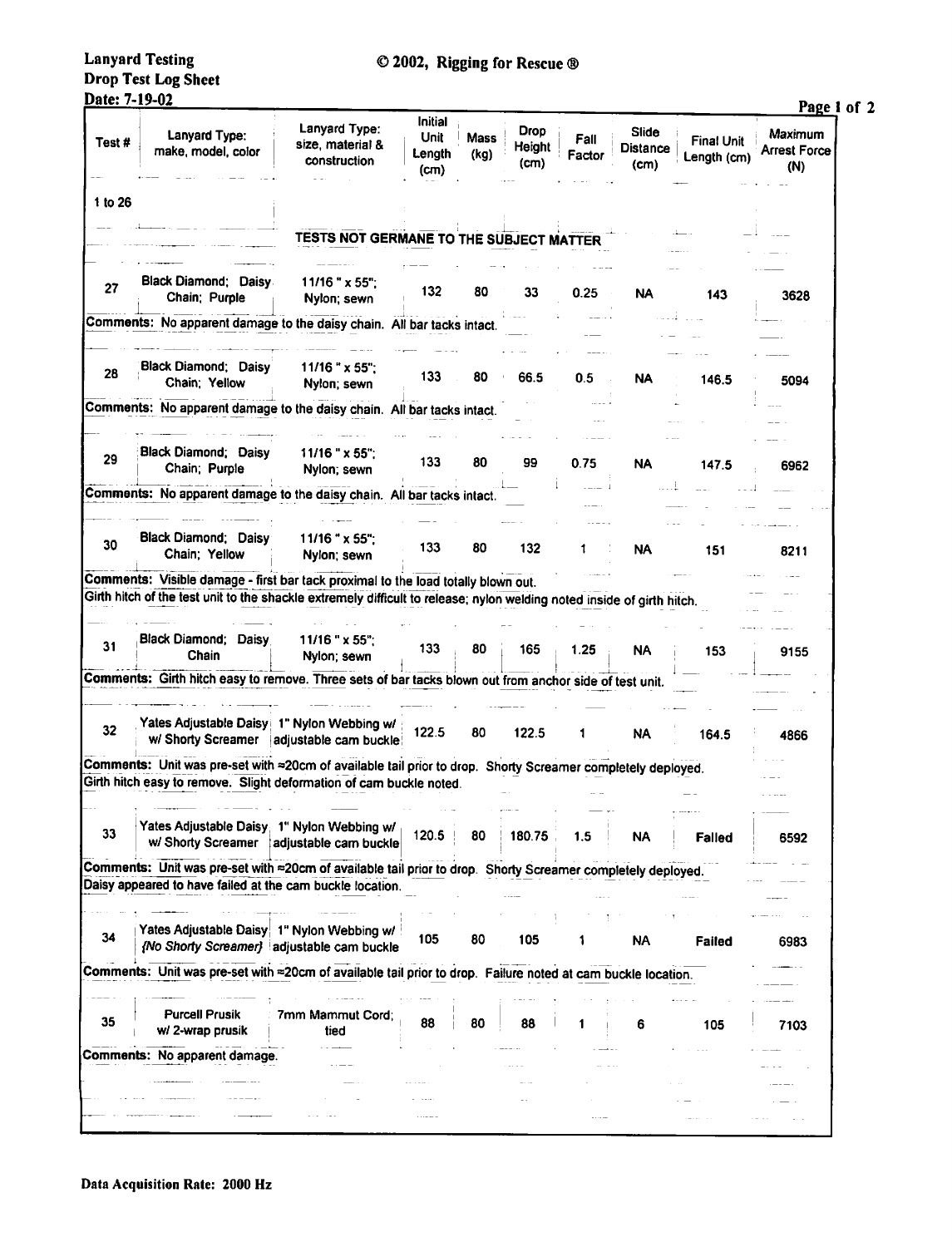**Lanyard Testing**
**Drop Test Log Sheet**
**Date: 7-19-02**

**© 2002, Rigging for Rescue ®**

| Test # | Lanyard Type: make, model, color | Lanyard Type: size, material & construction | Initial Unit Length (cm) | Mass (kg) | Drop Height (cm) | Fall Factor | Slide Distance (cm) | Final Unit Length (cm) | Maximum Arrest Force (N) |
|---|---|---|---|---|---|---|---|---|---|
| 1 to 26 | | TESTS NOT GERMANE TO THE SUBJECT MATTER | | | | | | | |
| 27 | Black Diamond; Daisy Chain; Purple | 11/16 " x 55"; Nylon; sewn | 132 | 80 | 33 | 0.25 | NA | 143 | 3628 |
| Comments: No apparent damage to the daisy chain. All bar tacks intact. | | | | | | | | | |
| 28 | Black Diamond; Daisy Chain; Yellow | 11/16 " x 55"; Nylon; sewn | 133 | 80 | 66.5 | 0.5 | NA | 146.5 | 5094 |
| Comments: No apparent damage to the daisy chain. All bar tacks intact. | | | | | | | | | |
| 29 | Black Diamond; Daisy Chain; Purple | 11/16 " x 55"; Nylon; sewn | 133 | 80 | 99 | 0.75 | NA | 147.5 | 6962 |
| Comments: No apparent damage to the daisy chain. All bar tacks intact. | | | | | | | | | |
| 30 | Black Diamond; Daisy Chain; Yellow | 11/16 " x 55"; Nylon; sewn | 133 | 80 | 132 | 1 | NA | 151 | 8211 |
| Comments: Visible damage - first bar tack proximal to the load totally blown out. Girth hitch of the test unit to the shackle extremely difficult to release; nylon welding noted inside of girth hitch. | | | | | | | | | |
| 31 | Black Diamond; Daisy Chain | 11/16 " x 55"; Nylon; sewn | 133 | 80 | 165 | 1.25 | NA | 153 | 9155 |
| Comments: Girth hitch easy to remove. Three sets of bar tacks blown out from anchor side of test unit. | | | | | | | | | |
| 32 | Yates Adjustable Daisy w/ Shorty Screamer | 1" Nylon Webbing w/ adjustable cam buckle | 122.5 | 80 | 122.5 | 1 | NA | 164.5 | 4866 |
| Comments: Unit was pre-set with ≈20cm of available tail prior to drop. Shorty Screamer completely deployed. Girth hitch easy to remove. Slight deformation of cam buckle noted. | | | | | | | | | |
| 33 | Yates Adjustable Daisy w/ Shorty Screamer | 1" Nylon Webbing w/ adjustable cam buckle | 120.5 | 80 | 180.75 | 1.5 | NA | Failed | 6592 |
| Comments: Unit was pre-set with ≈20cm of available tail prior to drop. Shorty Screamer completely deployed. Daisy appeared to have failed at the cam buckle location. | | | | | | | | | |
| 34 | Yates Adjustable Daisy *{No Shorty Screamer}* | 1" Nylon Webbing w/ adjustable cam buckle | 105 | 80 | 105 | 1 | NA | Failed | 6983 |
| Comments: Unit was pre-set with ≈20cm of available tail prior to drop. Failure noted at cam buckle location. | | | | | | | | | |
| 35 | Purcell Prusik w/ 2-wrap prusik | 7mm Mammut Cord; tied | 88 | 80 | 88 | 1 | 6 | 105 | 7103 |
| Comments: No apparent damage. | | | | | | | | | |

**Data Acquisition Rate: 2000 Hz**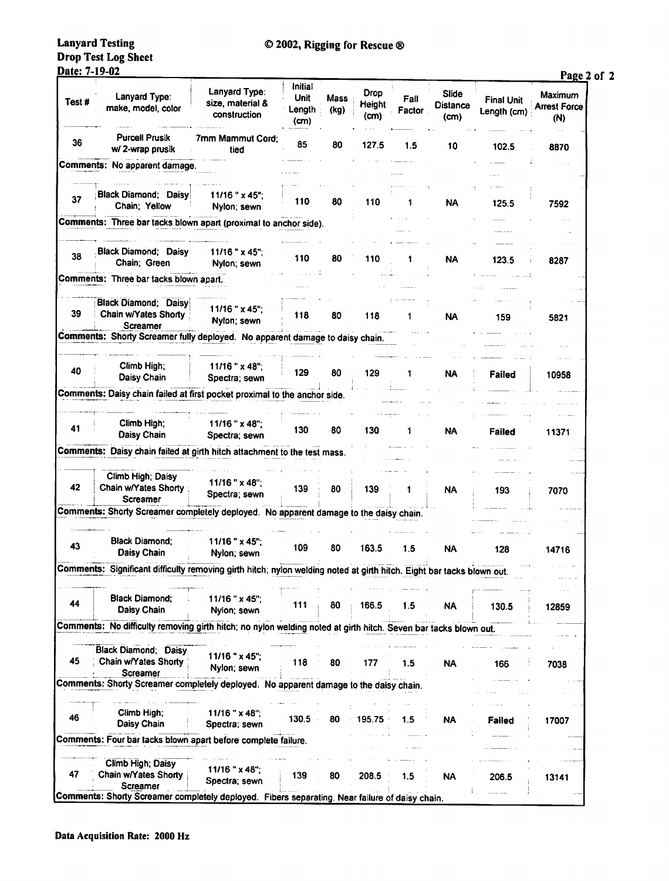**Lanyard Testing**
**Drop Test Log Sheet**
**Date: 7-19-02**

**© 2002, Rigging for Rescue ®**

| Test # | Lanyard Type: make, model, color | Lanyard Type: size, material & construction | Initial Unit Length (cm) | Mass (kg) | Drop Height (cm) | Fall Factor | Slide Distance (cm) | Final Unit Length (cm) | Maximum Arrest Force (N) |
|---|---|---|---|---|---|---|---|---|---|
| 36 | Purcell Prusik w/ 2-wrap prusik | 7mm Mammut Cord; tied | 85 | 80 | 127.5 | 1.5 | 10 | 102.5 | 8870 |
| Comments: No apparent damage. | | | | | | | | | |
| 37 | Black Diamond; Daisy Chain; Yellow | 11/16 " x 45"; Nylon; sewn | 110 | 80 | 110 | 1 | NA | 125.5 | 7592 |
| Comments: Three bar tacks blown apart (proximal to anchor side). | | | | | | | | | |
| 38 | Black Diamond; Daisy Chain; Green | 11/16 " x 45"; Nylon; sewn | 110 | 80 | 110 | 1 | NA | 123.5 | 8287 |
| Comments: Three bar tacks blown apart. | | | | | | | | | |
| 39 | Black Diamond; Daisy Chain w/Yates Shorty Screamer | 11/16 " x 45"; Nylon; sewn | 118 | 80 | 118 | 1 | NA | 159 | 5821 |
| Comments: Shorty Screamer fully deployed. No apparent damage to daisy chain. | | | | | | | | | |
| 40 | Climb High; Daisy Chain | 11/16 " x 48"; Spectra; sewn | 129 | 80 | 129 | 1 | NA | Failed | 10958 |
| Comments: Daisy chain failed at first pocket proximal to the anchor side. | | | | | | | | | |
| 41 | Climb High; Daisy Chain | 11/16 " x 48"; Spectra; sewn | 130 | 80 | 130 | 1 | NA | Failed | 11371 |
| Comments: Daisy chain failed at girth hitch attachment to the test mass. | | | | | | | | | |
| 42 | Climb High; Daisy Chain w/Yates Shorty Screamer | 11/16 " x 48"; Spectra; sewn | 139 | 80 | 139 | 1 | NA | 193 | 7070 |
| Comments: Shorty Screamer completely deployed. No apparent damage to the daisy chain. | | | | | | | | | |
| 43 | Black Diamond; Daisy Chain | 11/16 " x 45"; Nylon; sewn | 109 | 80 | 163.5 | 1.5 | NA | 128 | 14716 |
| Comments: Significant difficulty removing girth hitch; nylon welding noted at girth hitch. Eight bar tacks blown out. | | | | | | | | | |
| 44 | Black Diamond; Daisy Chain | 11/16 " x 45"; Nylon; sewn | 111 | 80 | 166.5 | 1.5 | NA | 130.5 | 12859 |
| Comments: No difficulty removing girth hitch; no nylon welding noted at girth hitch. Seven bar tacks blown out. | | | | | | | | | |
| 45 | Black Diamond; Daisy Chain w/Yates Shorty Screamer | 11/16 " x 45"; Nylon; sewn | 118 | 80 | 177 | 1.5 | NA | 166 | 7038 |
| Comments: Shorty Screamer completely deployed. No apparent damage to the daisy chain. | | | | | | | | | |
| 46 | Climb High; Daisy Chain | 11/16 " x 48"; Spectra; sewn | 130.5 | 80 | 195.75 | 1.5 | NA | Failed | 17007 |
| Comments: Four bar tacks blown apart before complete failure. | | | | | | | | | |
| 47 | Climb High; Daisy Chain w/Yates Shorty Screamer | 11/16 " x 48"; Spectra; sewn | 139 | 80 | 208.5 | 1.5 | NA | 206.5 | 13141 |
| Comments: Shorty Screamer completely deployed. Fibers separating. Near failure of daisy chain. | | | | | | | | | |

**Data Acquisition Rate: 2000 Hz**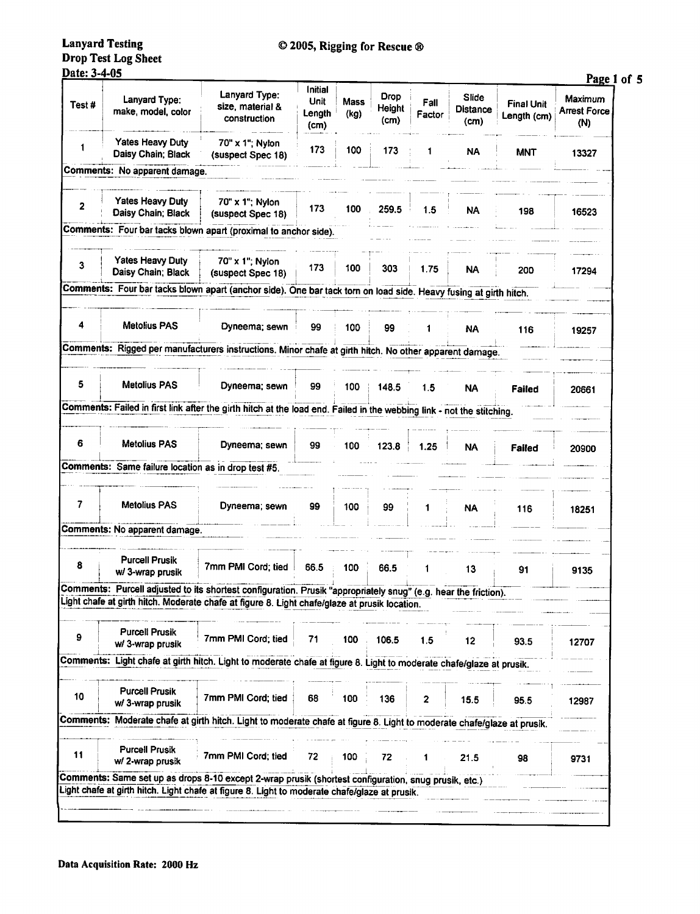**Lanyard Testing**
**Drop Test Log Sheet**
**Date: 3-4-05**

© 2005, Rigging for Rescue ®

| Test # | Lanyard Type: make, model, color | Lanyard Type: size, material & construction | Initial Unit Length (cm) | Mass (kg) | Drop Height (cm) | Fall Factor | Slide Distance (cm) | Final Unit Length (cm) | Maximum Arrest Force (N) |
|---|---|---|---|---|---|---|---|---|---|
| 1 | Yates Heavy Duty Daisy Chain; Black | 70" x 1"; Nylon (suspect Spec 18) | 173 | 100 | 173 | 1 | NA | MNT | 13327 |
| Comments: No apparent damage. | | | | | | | | | |
| 2 | Yates Heavy Duty Daisy Chain; Black | 70" x 1"; Nylon (suspect Spec 18) | 173 | 100 | 259.5 | 1.5 | NA | 198 | 16523 |
| Comments: Four bar tacks blown apart (proximal to anchor side). | | | | | | | | | |
| 3 | Yates Heavy Duty Daisy Chain; Black | 70" x 1"; Nylon (suspect Spec 18) | 173 | 100 | 303 | 1.75 | NA | 200 | 17294 |
| Comments: Four bar tacks blown apart (anchor side). One bar tack torn on load side. Heavy fusing at girth hitch. | | | | | | | | | |
| 4 | Metolius PAS | Dyneema; sewn | 99 | 100 | 99 | 1 | NA | 116 | 19257 |
| Comments: Rigged per manufacturers instructions. Minor chafe at girth hitch. No other apparent damage. | | | | | | | | | |
| 5 | Metolius PAS | Dyneema; sewn | 99 | 100 | 148.5 | 1.5 | NA | Failed | 20661 |
| Comments: Failed in first link after the girth hitch at the load end. Failed in the webbing link - not the stitching. | | | | | | | | | |
| 6 | Metolius PAS | Dyneema; sewn | 99 | 100 | 123.8 | 1.25 | NA | Failed | 20900 |
| Comments: Same failure location as in drop test #5. | | | | | | | | | |
| 7 | Metolius PAS | Dyneema; sewn | 99 | 100 | 99 | 1 | NA | 116 | 18251 |
| Comments: No apparent damage. | | | | | | | | | |
| 8 | Purcell Prusik w/ 3-wrap prusik | 7mm PMI Cord; tied | 66.5 | 100 | 66.5 | 1 | 13 | 91 | 9135 |
| Comments: Purcell adjusted to its shortest configuration. Prusik "appropriately snug" (e.g. hear the friction). Light chafe at girth hitch. Moderate chafe at figure 8. Light chafe/glaze at prusik location. | | | | | | | | | |
| 9 | Purcell Prusik w/ 3-wrap prusik | 7mm PMI Cord; tied | 71 | 100 | 106.5 | 1.5 | 12 | 93.5 | 12707 |
| Comments: Light chafe at girth hitch. Light to moderate chafe at figure 8. Light to moderate chafe/glaze at prusik. | | | | | | | | | |
| 10 | Purcell Prusik w/ 3-wrap prusik | 7mm PMI Cord; tied | 68 | 100 | 136 | 2 | 15.5 | 95.5 | 12987 |
| Comments: Moderate chafe at girth hitch. Light to moderate chafe at figure 8. Light to moderate chafe/glaze at prusik. | | | | | | | | | |
| 11 | Purcell Prusik w/ 2-wrap prusik | 7mm PMI Cord; tied | 72 | 100 | 72 | 1 | 21.5 | 98 | 9731 |
| Comments: Same set up as drops 8-10 except 2-wrap prusik (shortest configuration, snug prusik, etc.) Light chafe at girth hitch. Light chafe at figure 8. Light to moderate chafe/glaze at prusik. | | | | | | | | | |

**Data Acquisition Rate: 2000 Hz**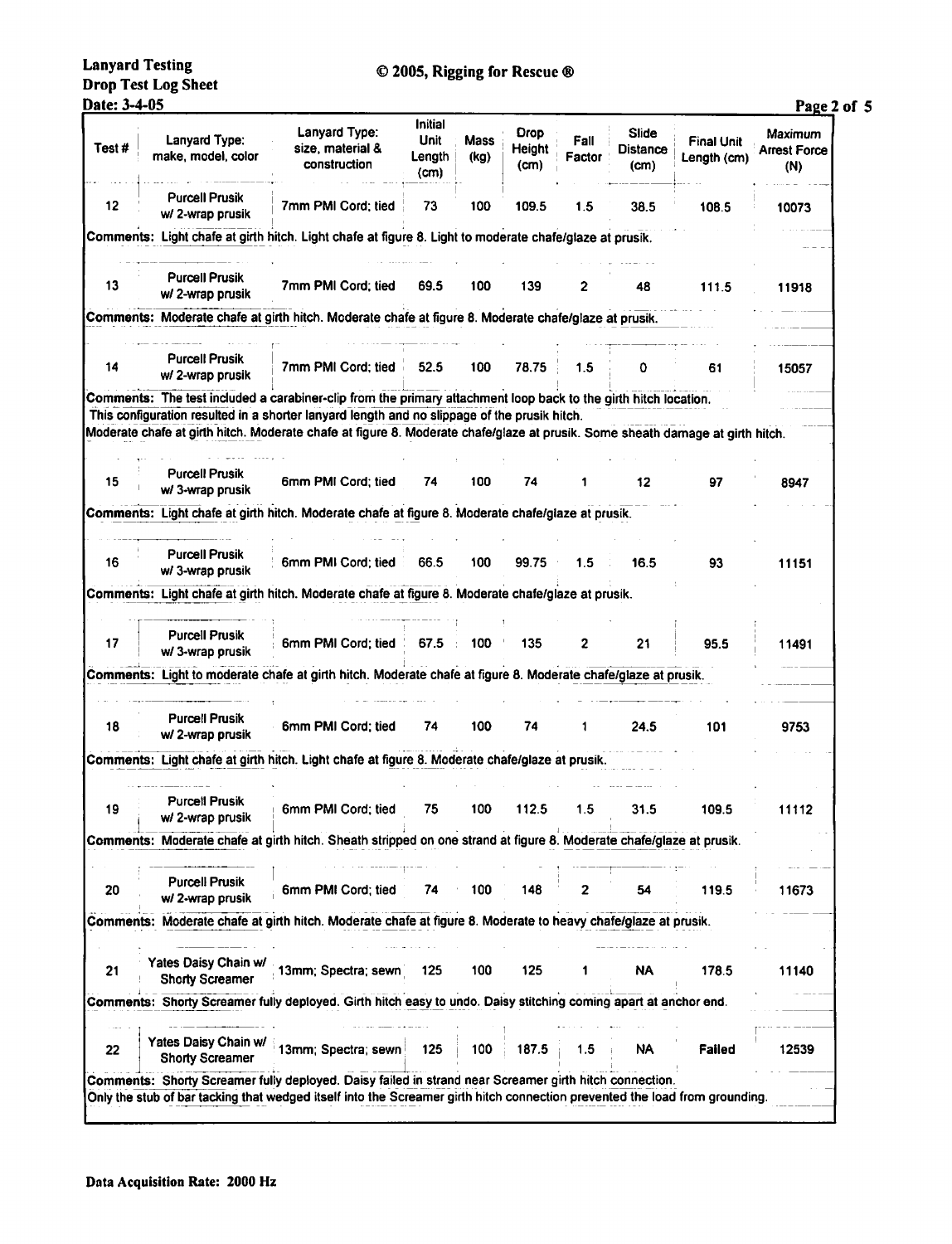**Lanyard Testing**
**Drop Test Log Sheet**
**Date: 3-4-05**

**© 2005, Rigging for Rescue ®**

| Test # | Lanyard Type: make, model, color | Lanyard Type: size, material & construction | Initial Unit Length (cm) | Mass (kg) | Drop Height (cm) | Fall Factor | Slide Distance (cm) | Final Unit Length (cm) | Maximum Arrest Force (N) |
|---|---|---|---|---|---|---|---|---|---|
| 12 | Purcell Prusik w/ 2-wrap prusik | 7mm PMI Cord; tied | 73 | 100 | 109.5 | 1.5 | 38.5 | 108.5 | 10073 |
| Comments: Light chafe at girth hitch. Light chafe at figure 8. Light to moderate chafe/glaze at prusik. | | | | | | | | | |
| 13 | Purcell Prusik w/ 2-wrap prusik | 7mm PMI Cord; tied | 69.5 | 100 | 139 | 2 | 48 | 111.5 | 11918 |
| Comments: Moderate chafe at girth hitch. Moderate chafe at figure 8. Moderate chafe/glaze at prusik. | | | | | | | | | |
| 14 | Purcell Prusik w/ 2-wrap prusik | 7mm PMI Cord; tied | 52.5 | 100 | 78.75 | 1.5 | 0 | 61 | 15057 |
| Comments: The test included a carabiner-clip from the primary attachment loop back to the girth hitch location. This configuration resulted in a shorter lanyard length and no slippage of the prusik hitch. Moderate chafe at girth hitch. Moderate chafe at figure 8. Moderate chafe/glaze at prusik. Some sheath damage at girth hitch. | | | | | | | | | |
| 15 | Purcell Prusik w/ 3-wrap prusik | 6mm PMI Cord; tied | 74 | 100 | 74 | 1 | 12 | 97 | 8947 |
| Comments: Light chafe at girth hitch. Moderate chafe at figure 8. Moderate chafe/glaze at prusik. | | | | | | | | | |
| 16 | Purcell Prusik w/ 3-wrap prusik | 6mm PMI Cord; tied | 66.5 | 100 | 99.75 | 1.5 | 16.5 | 93 | 11151 |
| Comments: Light chafe at girth hitch. Moderate chafe at figure 8. Moderate chafe/glaze at prusik. | | | | | | | | | |
| 17 | Purcell Prusik w/ 3-wrap prusik | 6mm PMI Cord; tied | 67.5 | 100 | 135 | 2 | 21 | 95.5 | 11491 |
| Comments: Light to moderate chafe at girth hitch. Moderate chafe at figure 8. Moderate chafe/glaze at prusik. | | | | | | | | | |
| 18 | Purcell Prusik w/ 2-wrap prusik | 6mm PMI Cord; tied | 74 | 100 | 74 | 1 | 24.5 | 101 | 9753 |
| Comments: Light chafe at girth hitch. Light chafe at figure 8. Moderate chafe/glaze at prusik. | | | | | | | | | |
| 19 | Purcell Prusik w/ 2-wrap prusik | 6mm PMI Cord; tied | 75 | 100 | 112.5 | 1.5 | 31.5 | 109.5 | 11112 |
| Comments: Moderate chafe at girth hitch. Sheath stripped on one strand at figure 8. Moderate chafe/glaze at prusik. | | | | | | | | | |
| 20 | Purcell Prusik w/ 2-wrap prusik | 6mm PMI Cord; tied | 74 | 100 | 148 | 2 | 54 | 119.5 | 11673 |
| Comments: Moderate chafe at girth hitch. Moderate chafe at figure 8. Moderate to heavy chafe/glaze at prusik. | | | | | | | | | |
| 21 | Yates Daisy Chain w/ Shorty Screamer | 13mm; Spectra; sewn | 125 | 100 | 125 | 1 | NA | 178.5 | 11140 |
| Comments: Shorty Screamer fully deployed. Girth hitch easy to undo. Daisy stitching coming apart at anchor end. | | | | | | | | | |
| 22 | Yates Daisy Chain w/ Shorty Screamer | 13mm; Spectra; sewn | 125 | 100 | 187.5 | 1.5 | NA | Failed | 12539 |
| Comments: Shorty Screamer fully deployed. Daisy failed in strand near Screamer girth hitch connection. Only the stub of bar tacking that wedged itself into the Screamer girth hitch connection prevented the load from grounding. | | | | | | | | | |

**Data Acquisition Rate: 2000 Hz**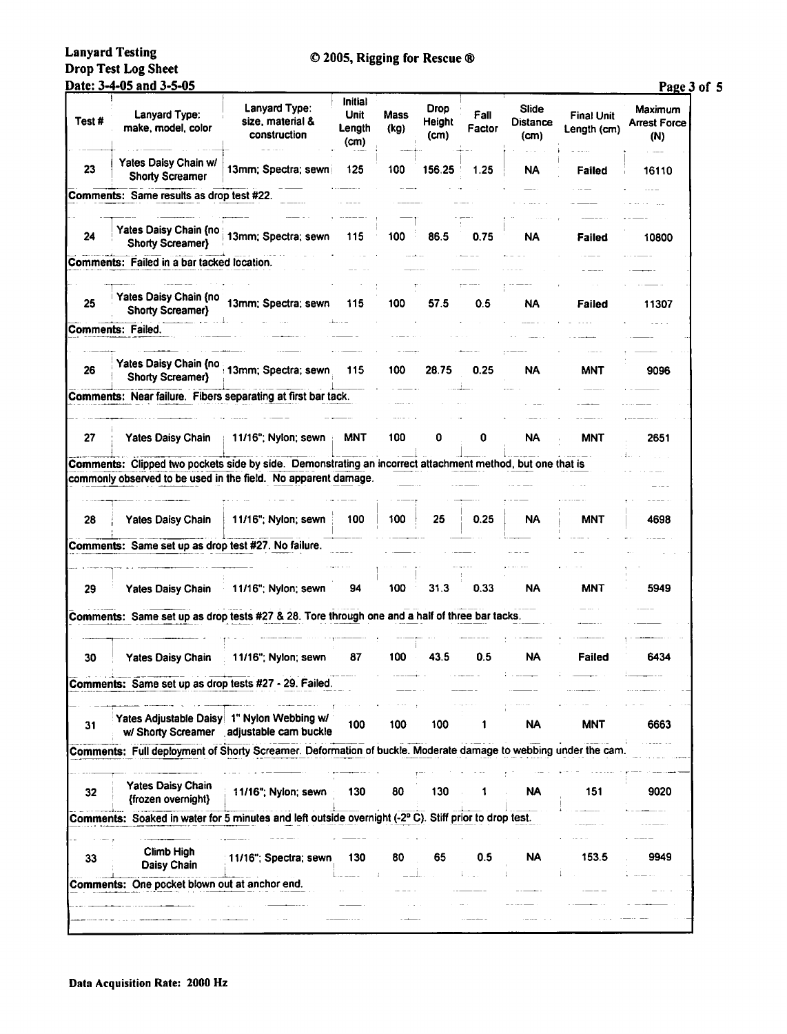**Lanyard Testing**
**Drop Test Log Sheet**
**Date: 3-4-05 and 3-5-05**

**© 2005, Rigging for Rescue ®**

| Test # | Lanyard Type: make, model, color | Lanyard Type: size, material & construction | Initial Unit Length (cm) | Mass (kg) | Drop Height (cm) | Fall Factor | Slide Distance (cm) | Final Unit Length (cm) | Maximum Arrest Force (N) |
|---|---|---|---|---|---|---|---|---|---|
| 23 | Yates Daisy Chain w/ Shorty Screamer | 13mm; Spectra; sewn | 125 | 100 | 156.25 | 1.25 | NA | Failed | 16110 |
| Comments: Same results as drop test #22. | | | | | | | | | |
| 24 | Yates Daisy Chain (no Shorty Screamer) | 13mm; Spectra; sewn | 115 | 100 | 86.5 | 0.75 | NA | Failed | 10800 |
| Comments: Failed in a bar tacked location. | | | | | | | | | |
| 25 | Yates Daisy Chain (no Shorty Screamer) | 13mm; Spectra; sewn | 115 | 100 | 57.5 | 0.5 | NA | Failed | 11307 |
| Comments: Failed. | | | | | | | | | |
| 26 | Yates Daisy Chain (no Shorty Screamer) | 13mm; Spectra; sewn | 115 | 100 | 28.75 | 0.25 | NA | MNT | 9096 |
| Comments: Near failure. Fibers separating at first bar tack. | | | | | | | | | |
| 27 | Yates Daisy Chain | 11/16"; Nylon; sewn | MNT | 100 | 0 | 0 | NA | MNT | 2651 |
| Comments: Clipped two pockets side by side. Demonstrating an incorrect attachment method, but one that is commonly observed to be used in the field. No apparent damage. | | | | | | | | | |
| 28 | Yates Daisy Chain | 11/16"; Nylon; sewn | 100 | 100 | 25 | 0.25 | NA | MNT | 4698 |
| Comments: Same set up as drop test #27. No failure. | | | | | | | | | |
| 29 | Yates Daisy Chain | 11/16"; Nylon; sewn | 94 | 100 | 31.3 | 0.33 | NA | MNT | 5949 |
| Comments: Same set up as drop tests #27 & 28. Tore through one and a half of three bar tacks. | | | | | | | | | |
| 30 | Yates Daisy Chain | 11/16"; Nylon; sewn | 87 | 100 | 43.5 | 0.5 | NA | Failed | 6434 |
| Comments: Same set up as drop tests #27 - 29. Failed. | | | | | | | | | |
| 31 | Yates Adjustable Daisy w/ Shorty Screamer | 1" Nylon Webbing w/ adjustable cam buckle | 100 | 100 | 100 | 1 | NA | MNT | 6663 |
| Comments: Full deployment of Shorty Screamer. Deformation of buckle. Moderate damage to webbing under the cam. | | | | | | | | | |
| 32 | Yates Daisy Chain (frozen overnight) | 11/16"; Nylon; sewn | 130 | 80 | 130 | 1 | NA | 151 | 9020 |
| Comments: Soaked in water for 5 minutes and left outside overnight (-2° C). Stiff prior to drop test. | | | | | | | | | |
| 33 | Climb High Daisy Chain | 11/16"; Spectra; sewn | 130 | 80 | 65 | 0.5 | NA | 153.5 | 9949 |
| Comments: One pocket blown out at anchor end. | | | | | | | | | |

**Data Acquisition Rate: 2000 Hz**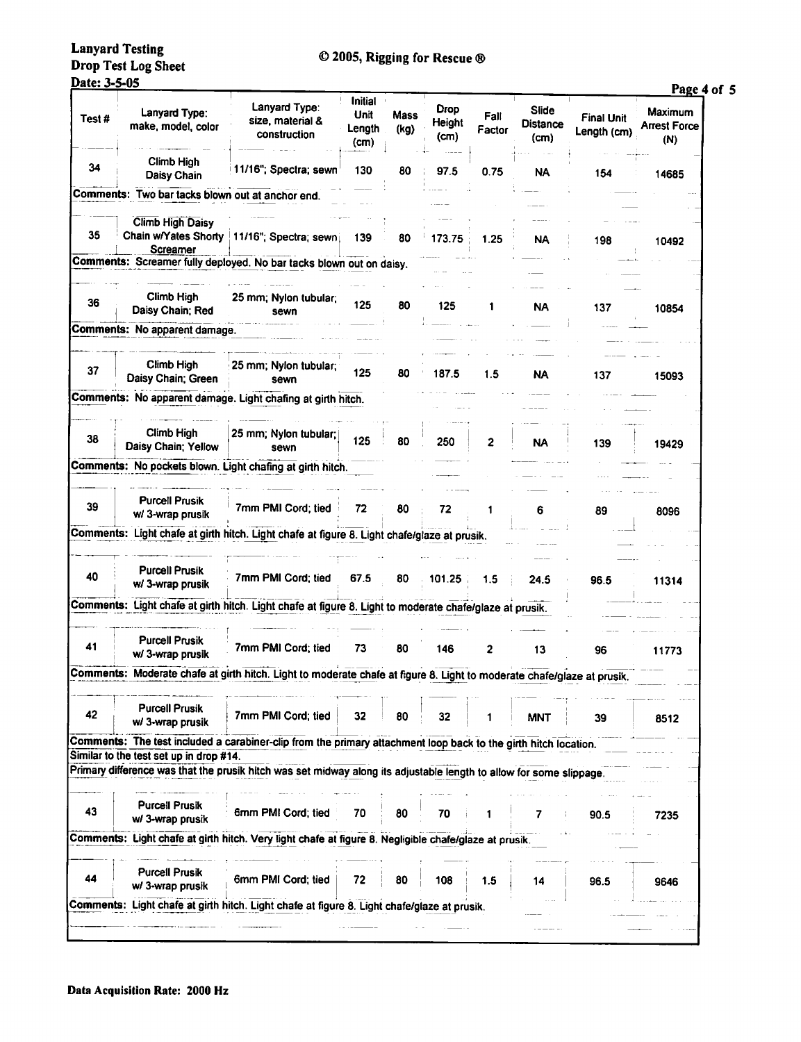**Lanyard Testing**
**Drop Test Log Sheet**
**Date: 3-5-05**

© 2005, Rigging for Rescue ®

| Test # | Lanyard Type: make, model, color | Lanyard Type: size, material & construction | Initial Unit Length (cm) | Mass (kg) | Drop Height (cm) | Fall Factor | Slide Distance (cm) | Final Unit Length (cm) | Maximum Arrest Force (N) |
|---|---|---|---|---|---|---|---|---|---|
| 34 | Climb High Daisy Chain | 11/16"; Spectra; sewn | 130 | 80 | 97.5 | 0.75 | NA | 154 | 14685 |
| Comments: Two bar tacks blown out at anchor end. | | | | | | | | | |
| 35 | Climb High Daisy Chain w/Yates Shorty Screamer | 11/16"; Spectra; sewn | 139 | 80 | 173.75 | 1.25 | NA | 198 | 10492 |
| Comments: Screamer fully deployed. No bar tacks blown out on daisy. | | | | | | | | | |
| 36 | Climb High Daisy Chain; Red | 25 mm; Nylon tubular; sewn | 125 | 80 | 125 | 1 | NA | 137 | 10854 |
| Comments: No apparent damage. | | | | | | | | | |
| 37 | Climb High Daisy Chain; Green | 25 mm; Nylon tubular; sewn | 125 | 80 | 187.5 | 1.5 | NA | 137 | 15093 |
| Comments: No apparent damage. Light chafing at girth hitch. | | | | | | | | | |
| 38 | Climb High Daisy Chain; Yellow | 25 mm; Nylon tubular; sewn | 125 | 80 | 250 | 2 | NA | 139 | 19429 |
| Comments: No pockets blown. Light chafing at girth hitch. | | | | | | | | | |
| 39 | Purcell Prusik w/ 3-wrap prusik | 7mm PMI Cord; tied | 72 | 80 | 72 | 1 | 6 | 89 | 8096 |
| Comments: Light chafe at girth hitch. Light chafe at figure 8. Light chafe/glaze at prusik. | | | | | | | | | |
| 40 | Purcell Prusik w/ 3-wrap prusik | 7mm PMI Cord; tied | 67.5 | 80 | 101.25 | 1.5 | 24.5 | 96.5 | 11314 |
| Comments: Light chafe at girth hitch. Light chafe at figure 8. Light to moderate chafe/glaze at prusik. | | | | | | | | | |
| 41 | Purcell Prusik w/ 3-wrap prusik | 7mm PMI Cord; tied | 73 | 80 | 146 | 2 | 13 | 96 | 11773 |
| Comments: Moderate chafe at girth hitch. Light to moderate chafe at figure 8. Light to moderate chafe/glaze at prusik. | | | | | | | | | |
| 42 | Purcell Prusik w/ 3-wrap prusik | 7mm PMI Cord; tied | 32 | 80 | 32 | 1 | MNT | 39 | 8512 |
| Comments: The test included a carabiner-clip from the primary attachment loop back to the girth hitch location. Similar to the test set up in drop #14. Primary difference was that the prusik hitch was set midway along its adjustable length to allow for some slippage. | | | | | | | | | |
| 43 | Purcell Prusik w/ 3-wrap prusik | 6mm PMI Cord; tied | 70 | 80 | 70 | 1 | 7 | 90.5 | 7235 |
| Comments: Light chafe at girth hitch. Very light chafe at figure 8. Negligible chafe/glaze at prusik. | | | | | | | | | |
| 44 | Purcell Prusik w/ 3-wrap prusik | 6mm PMI Cord; tied | 72 | 80 | 108 | 1.5 | 14 | 96.5 | 9646 |
| Comments: Light chafe at girth hitch. Light chafe at figure 8. Light chafe/glaze at prusik. | | | | | | | | | |

**Data Acquisition Rate: 2000 Hz**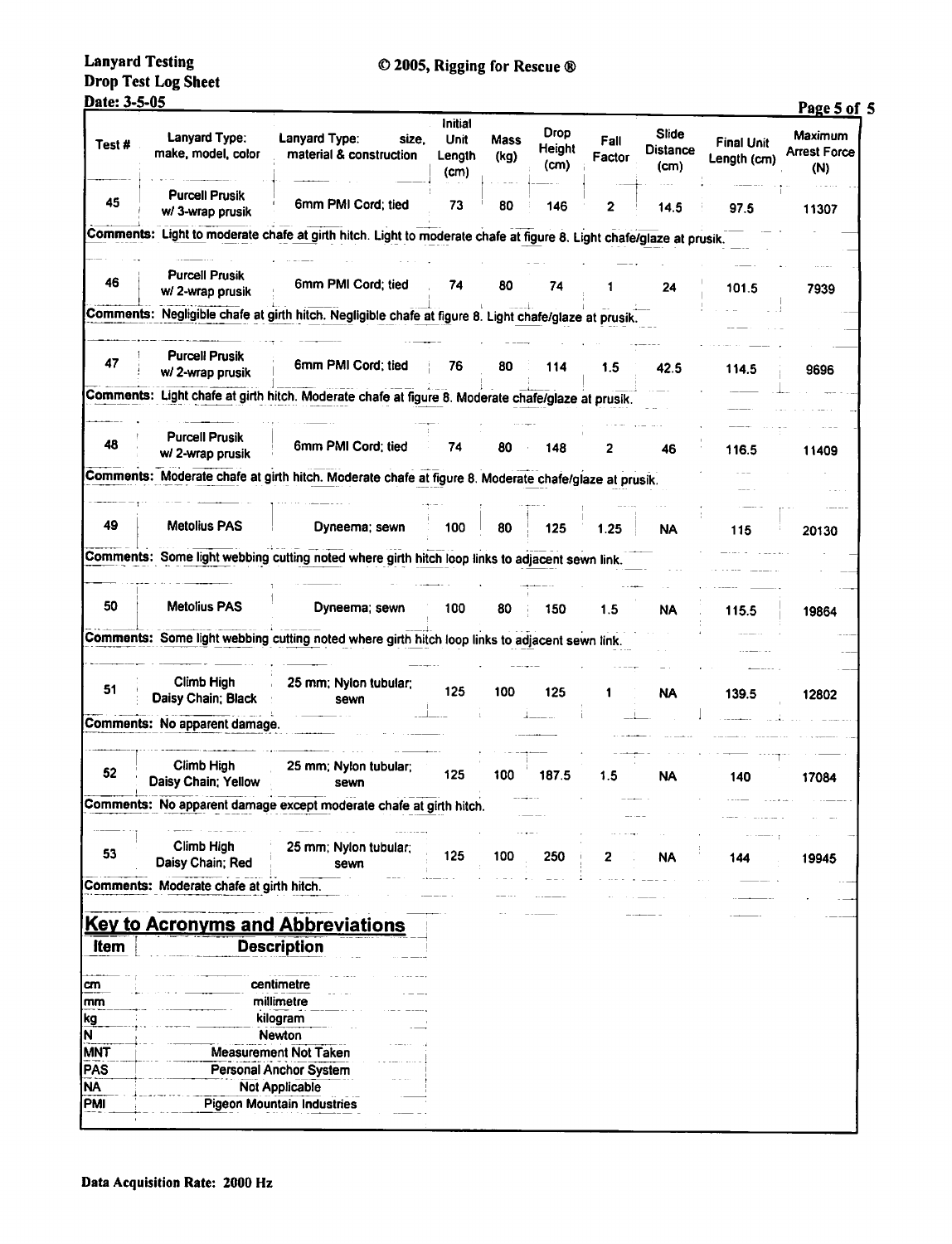**Lanyard Testing**
**Drop Test Log Sheet**
**Date: 3-5-05**

© 2005, Rigging for Rescue ®

| Test # | Lanyard Type: make, model, color | Lanyard Type: size, material & construction | Initial Unit Length (cm) | Mass (kg) | Drop Height (cm) | Fall Factor | Slide Distance (cm) | Final Unit Length (cm) | Maximum Arrest Force (N) |
|---|---|---|---|---|---|---|---|---|---|
| 45 | Purcell Prusik w/ 3-wrap prusik | 6mm PMI Cord; tied | 73 | 80 | 146 | 2 | 14.5 | 97.5 | 11307 |
| Comments: Light to moderate chafe at girth hitch. Light to moderate chafe at figure 8. Light chafe/glaze at prusik. | | | | | | | | | |
| 46 | Purcell Prusik w/ 2-wrap prusik | 6mm PMI Cord; tied | 74 | 80 | 74 | 1 | 24 | 101.5 | 7939 |
| Comments: Negligible chafe at girth hitch. Negligible chafe at figure 8. Light chafe/glaze at prusik. | | | | | | | | | |
| 47 | Purcell Prusik w/ 2-wrap prusik | 6mm PMI Cord; tied | 76 | 80 | 114 | 1.5 | 42.5 | 114.5 | 9696 |
| Comments: Light chafe at girth hitch. Moderate chafe at figure 8. Moderate chafe/glaze at prusik. | | | | | | | | | |
| 48 | Purcell Prusik w/ 2-wrap prusik | 6mm PMI Cord; tied | 74 | 80 | 148 | 2 | 46 | 116.5 | 11409 |
| Comments: Moderate chafe at girth hitch. Moderate chafe at figure 8. Moderate chafe/glaze at prusik. | | | | | | | | | |
| 49 | Metolius PAS | Dyneema; sewn | 100 | 80 | 125 | 1.25 | NA | 115 | 20130 |
| Comments: Some light webbing cutting noted where girth hitch loop links to adjacent sewn link. | | | | | | | | | |
| 50 | Metolius PAS | Dyneema; sewn | 100 | 80 | 150 | 1.5 | NA | 115.5 | 19864 |
| Comments: Some light webbing cutting noted where girth hitch loop links to adjacent sewn link. | | | | | | | | | |
| 51 | Climb High Daisy Chain; Black | 25 mm; Nylon tubular; sewn | 125 | 100 | 125 | 1 | NA | 139.5 | 12802 |
| Comments: No apparent damage. | | | | | | | | | |
| 52 | Climb High Daisy Chain; Yellow | 25 mm; Nylon tubular; sewn | 125 | 100 | 187.5 | 1.5 | NA | 140 | 17084 |
| Comments: No apparent damage except moderate chafe at girth hitch. | | | | | | | | | |
| 53 | Climb High Daisy Chain; Red | 25 mm; Nylon tubular; sewn | 125 | 100 | 250 | 2 | NA | 144 | 19945 |
| Comments: Moderate chafe at girth hitch. | | | | | | | | | |

## Key to Acronyms and Abbreviations

| Item | Description |
|---|---|
| cm | centimetre |
| mm | millimetre |
| kg | kilogram |
| N | Newton |
| MNT | Measurement Not Taken |
| PAS | Personal Anchor System |
| NA | Not Applicable |
| PMI | Pigeon Mountain Industries |

**Data Acquisition Rate: 2000 Hz**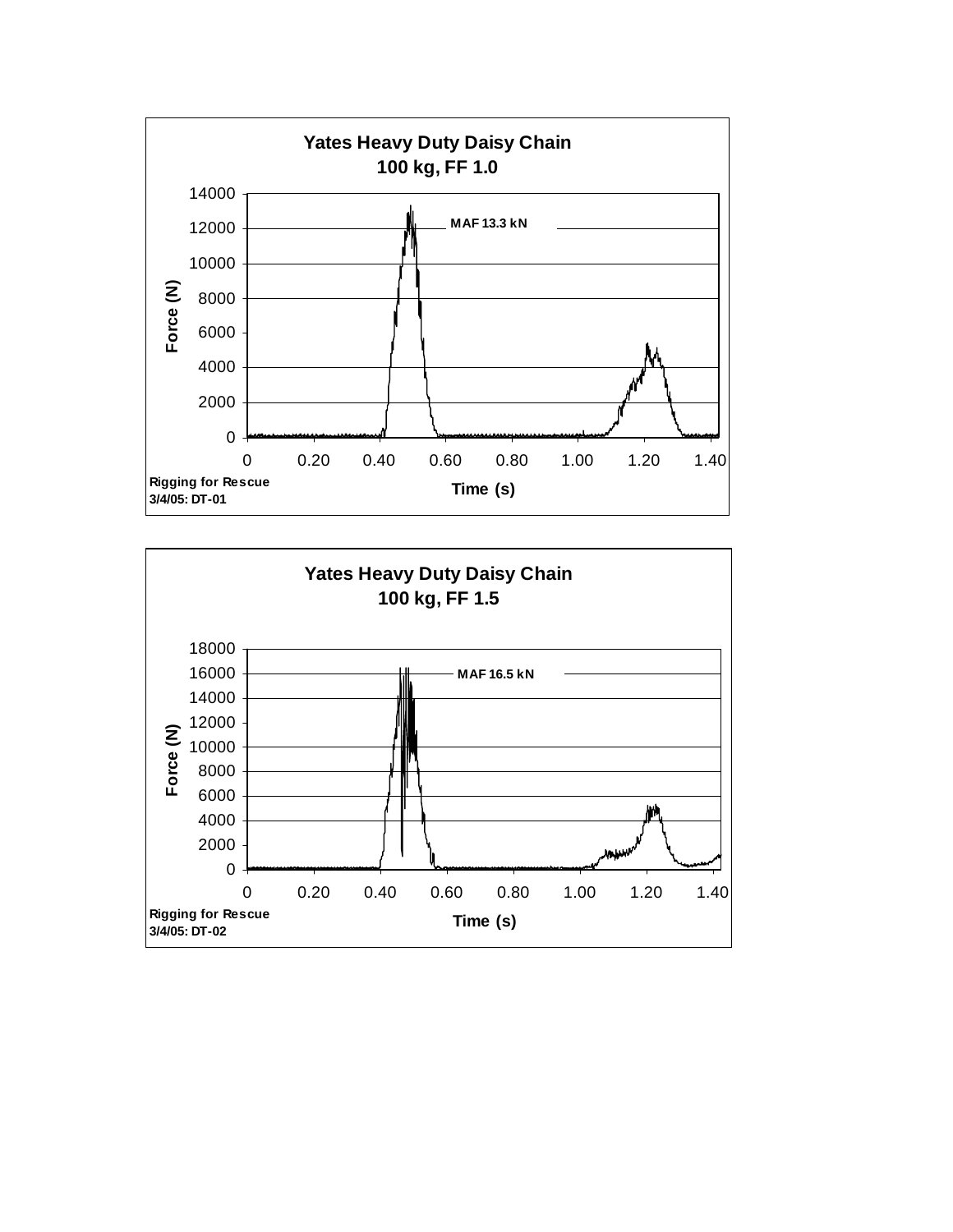**Yates Heavy Duty Daisy Chain**
**100 kg, FF 1.0**

MAF 13.3 kN

Force (N)

Time (s)

Rigging for Rescue
3/4/05: DT-01

**Yates Heavy Duty Daisy Chain**
**100 kg, FF 1.5**

MAF 16.5 kN

Force (N)

Time (s)

Rigging for Rescue
3/4/05: DT-02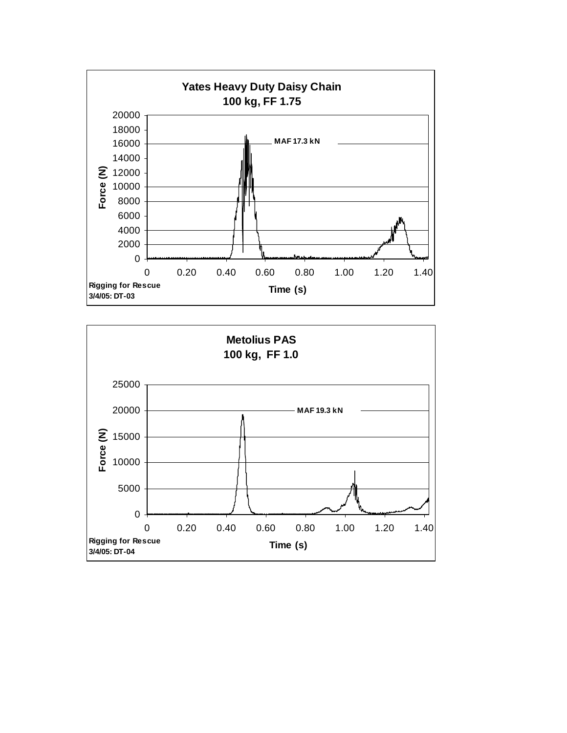**Yates Heavy Duty Daisy Chain**
**100 kg, FF 1.75**

MAF 17.3 kN

Force (N)

Time (s)

Rigging for Rescue
3/4/05: DT-03

**Metolius PAS**
**100 kg, FF 1.0**

MAF 19.3 kN

Force (N)

Time (s)

Rigging for Rescue
3/4/05: DT-04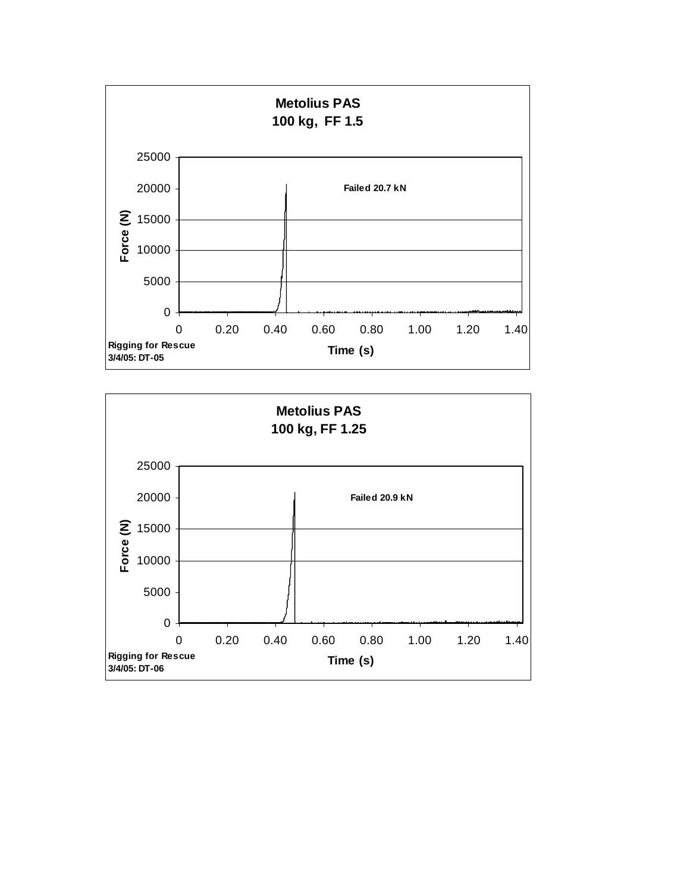**Metolius PAS**
**100 kg, FF 1.5**

Failed 20.7 kN

Force (N)

Time (s)

Rigging for Rescue
3/4/05: DT-05

**Metolius PAS**
**100 kg, FF 1.25**

Failed 20.9 kN

Force (N)

Time (s)

Rigging for Rescue
3/4/05: DT-06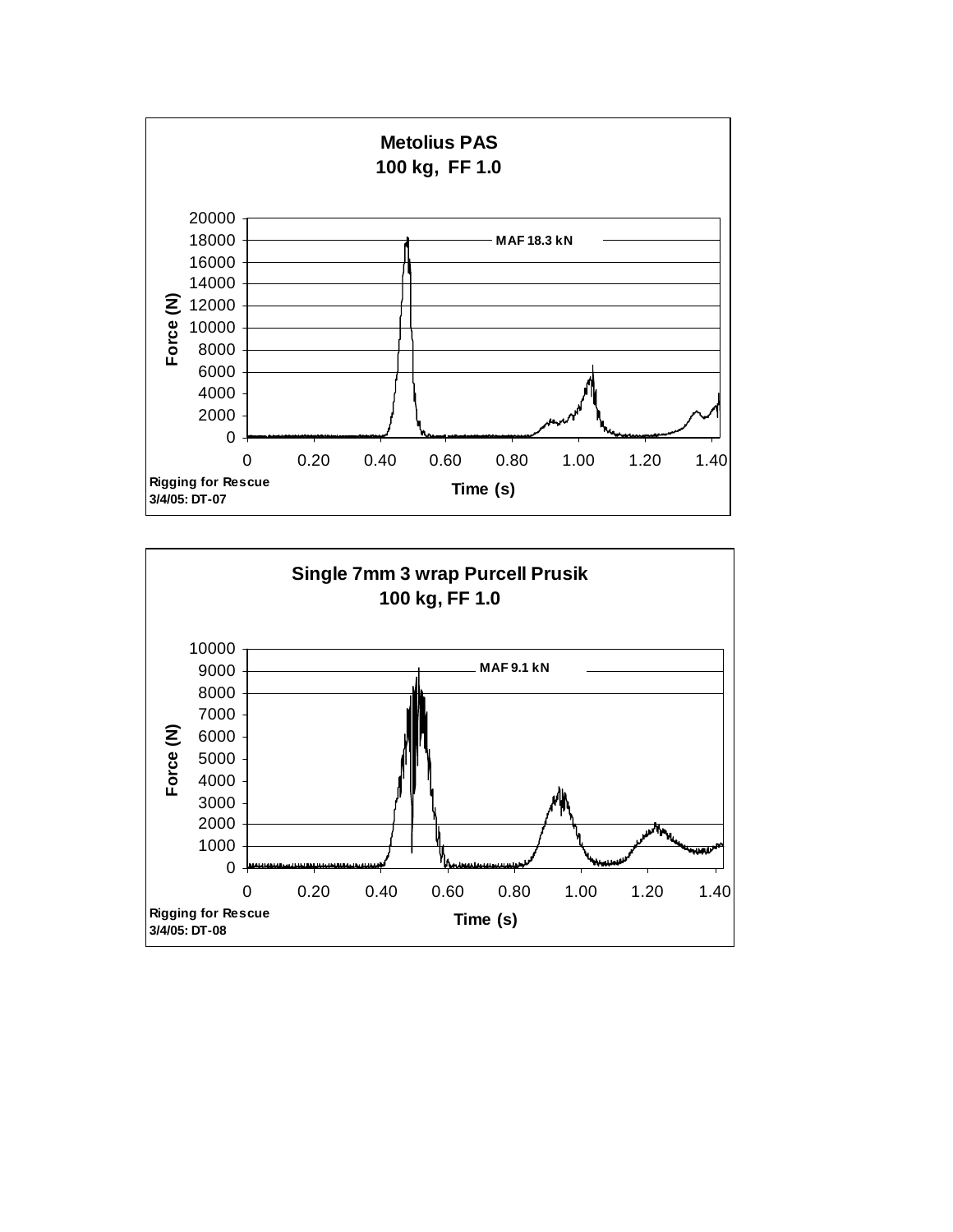**Metolius PAS**
**100 kg, FF 1.0**

MAF 18.3 kN

Force (N): 0, 2000, 4000, 6000, 8000, 10000, 12000, 14000, 16000, 18000, 20000

Time (s): 0, 0.20, 0.40, 0.60, 0.80, 1.00, 1.20, 1.40

Rigging for Rescue
3/4/05: DT-07

**Single 7mm 3 wrap Purcell Prusik**
**100 kg, FF 1.0**

MAF 9.1 kN

Force (N): 0, 1000, 2000, 3000, 4000, 5000, 6000, 7000, 8000, 9000, 10000

Time (s): 0, 0.20, 0.40, 0.60, 0.80, 1.00, 1.20, 1.40

Rigging for Rescue
3/4/05: DT-08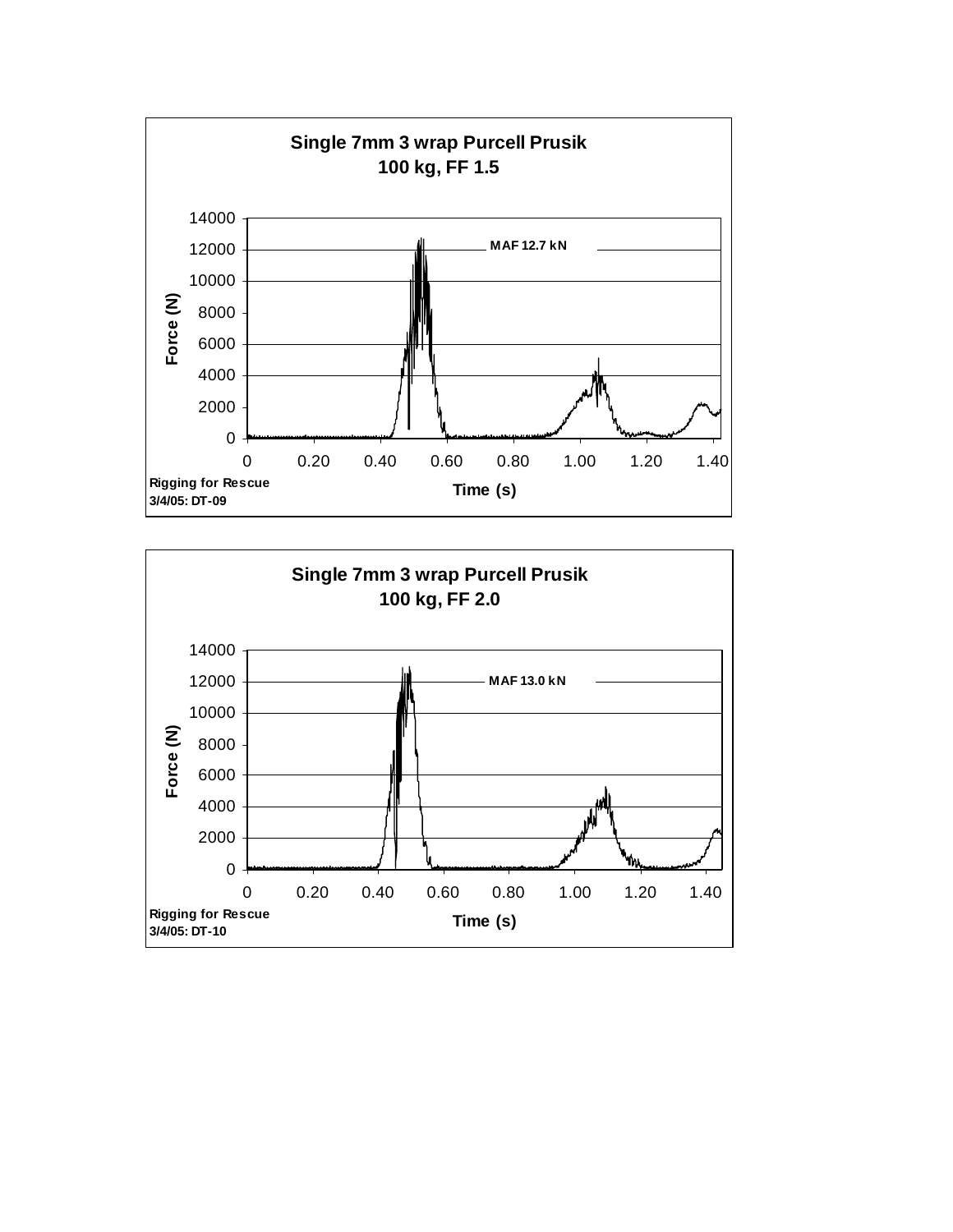**Single 7mm 3 wrap Purcell Prusik**
**100 kg, FF 1.5**

MAF 12.7 kN

Force (N)

Time (s)

Rigging for Rescue
3/4/05: DT-09

**Single 7mm 3 wrap Purcell Prusik**
**100 kg, FF 2.0**

MAF 13.0 kN

Force (N)

Time (s)

Rigging for Rescue
3/4/05: DT-10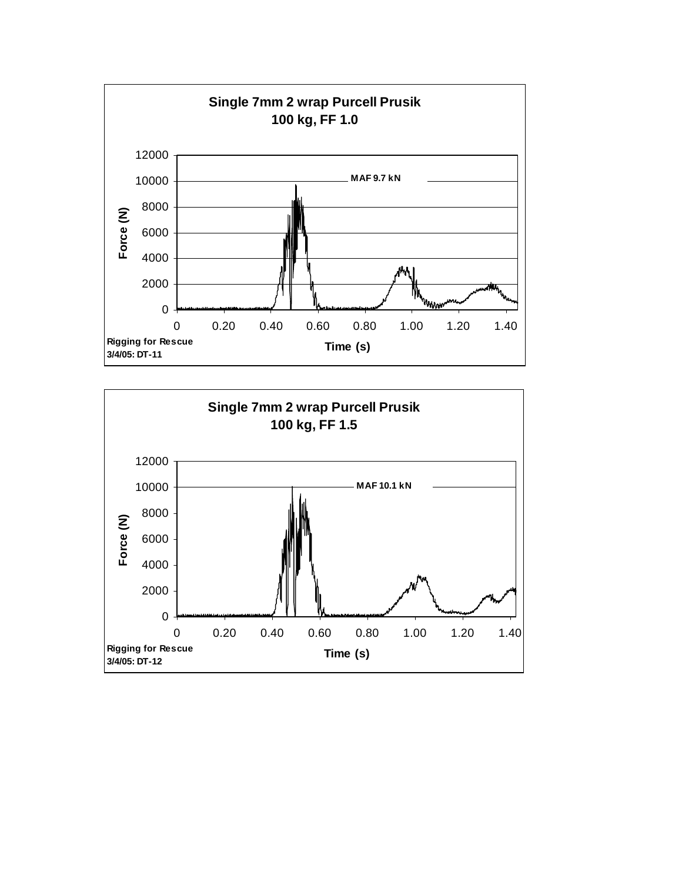**Single 7mm 2 wrap Purcell Prusik**
**100 kg, FF 1.0**

Force (N) vs. Time (s)

MAF 9.7 kN

Rigging for Rescue
3/4/05: DT-11

**Single 7mm 2 wrap Purcell Prusik**
**100 kg, FF 1.5**

Force (N) vs. Time (s)

MAF 10.1 kN

Rigging for Rescue
3/4/05: DT-12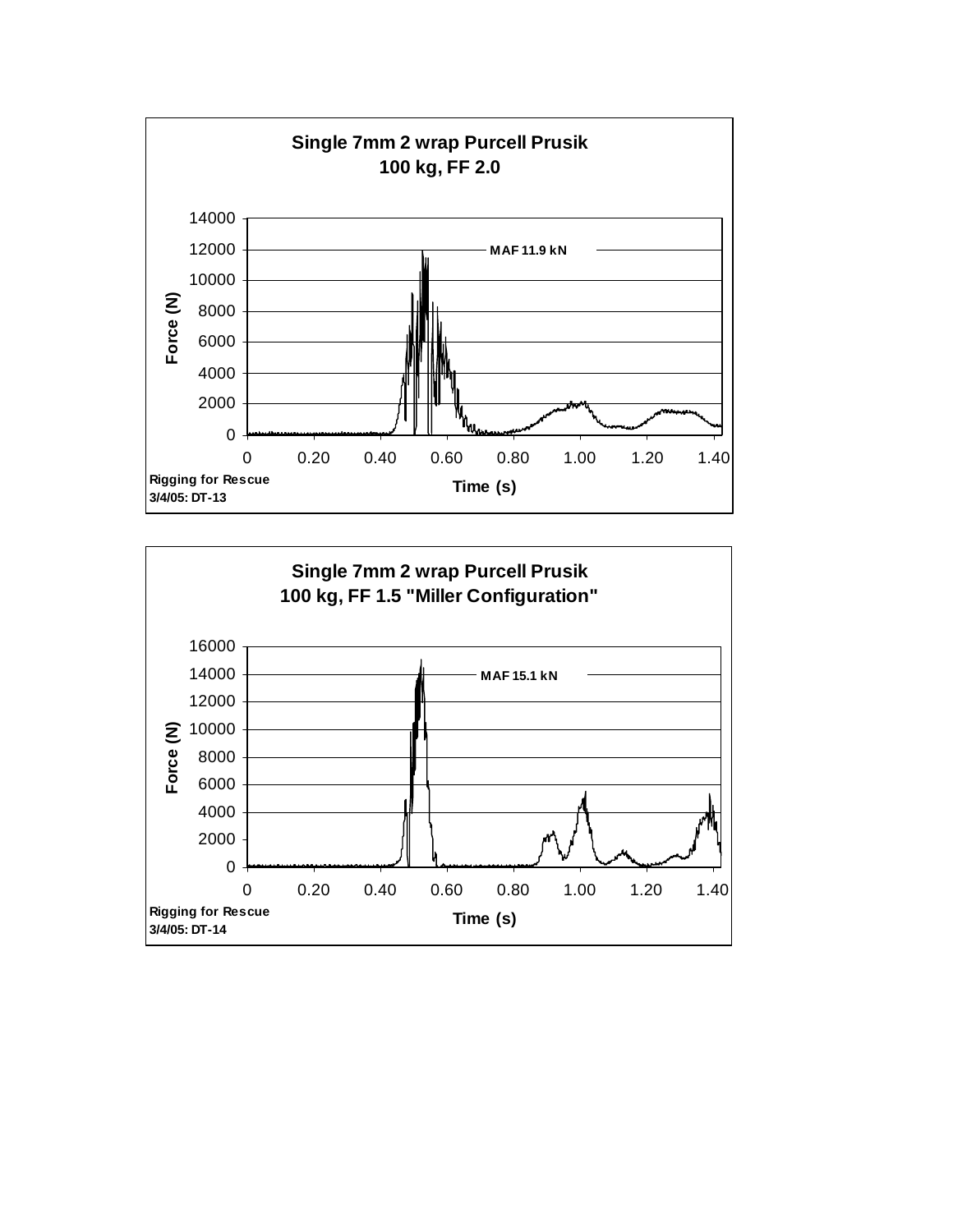**Single 7mm 2 wrap Purcell Prusik**
**100 kg, FF 2.0**

Force (N): 0, 2000, 4000, 6000, 8000, 10000, 12000, 14000

Time (s): 0, 0.20, 0.40, 0.60, 0.80, 1.00, 1.20, 1.40

MAF 11.9 kN

Rigging for Rescue
3/4/05: DT-13

**Single 7mm 2 wrap Purcell Prusik**
**100 kg, FF 1.5 "Miller Configuration"**

Force (N): 0, 2000, 4000, 6000, 8000, 10000, 12000, 14000, 16000

Time (s): 0, 0.20, 0.40, 0.60, 0.80, 1.00, 1.20, 1.40

MAF 15.1 kN

Rigging for Rescue
3/4/05: DT-14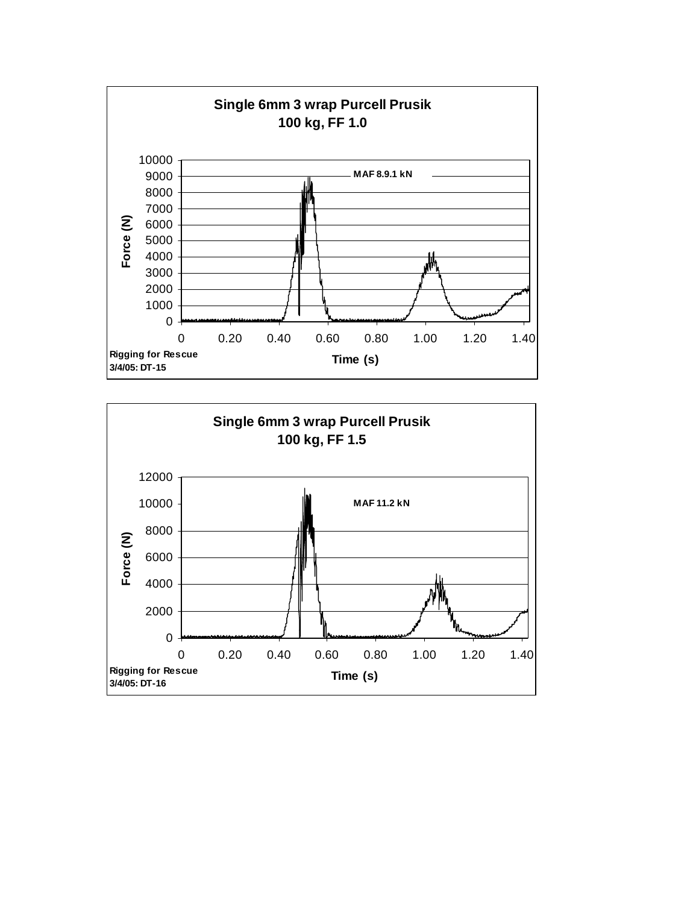**Single 6mm 3 wrap Purcell Prusik**
**100 kg, FF 1.0**

MAF 8.9.1 kN

Force (N): 0, 1000, 2000, 3000, 4000, 5000, 6000, 7000, 8000, 9000, 10000

Time (s): 0, 0.20, 0.40, 0.60, 0.80, 1.00, 1.20, 1.40

Rigging for Rescue
3/4/05: DT-15

**Single 6mm 3 wrap Purcell Prusik**
**100 kg, FF 1.5**

MAF 11.2 kN

Force (N): 0, 2000, 4000, 6000, 8000, 10000, 12000

Time (s): 0, 0.20, 0.40, 0.60, 0.80, 1.00, 1.20, 1.40

Rigging for Rescue
3/4/05: DT-16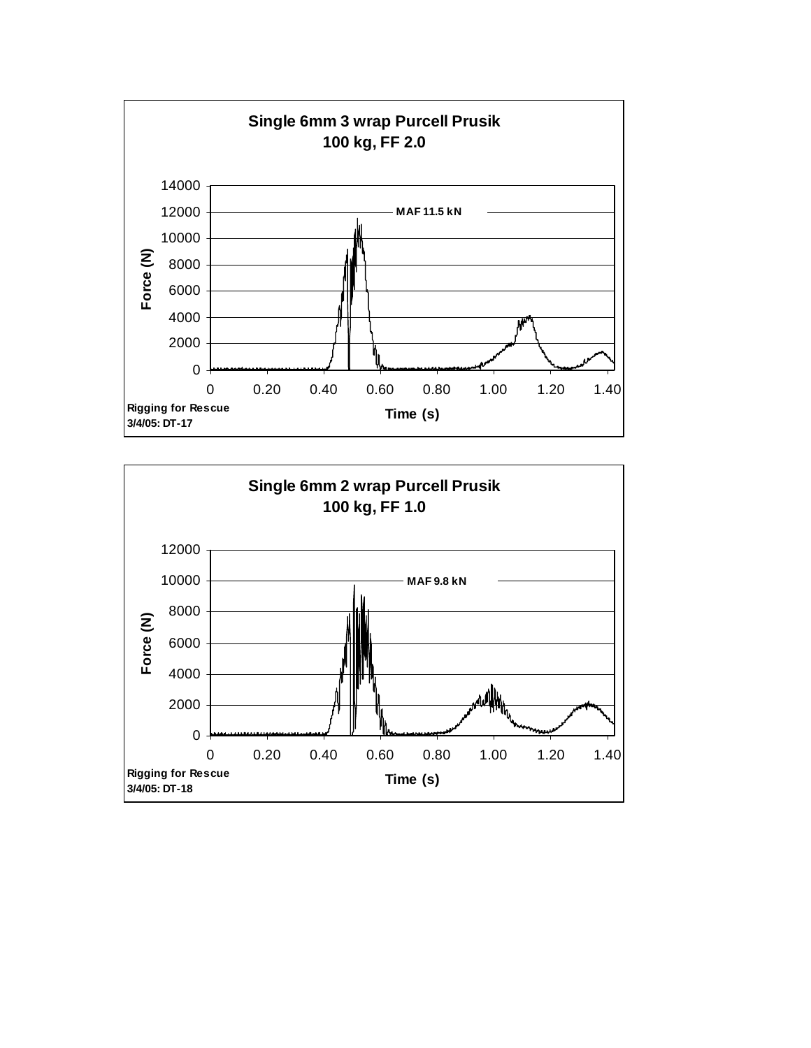**Single 6mm 3 wrap Purcell Prusik**
**100 kg, FF 2.0**

MAF 11.5 kN

Force (N)

Time (s)

Rigging for Rescue
3/4/05: DT-17

**Single 6mm 2 wrap Purcell Prusik**
**100 kg, FF 1.0**

MAF 9.8 kN

Force (N)

Time (s)

Rigging for Rescue
3/4/05: DT-18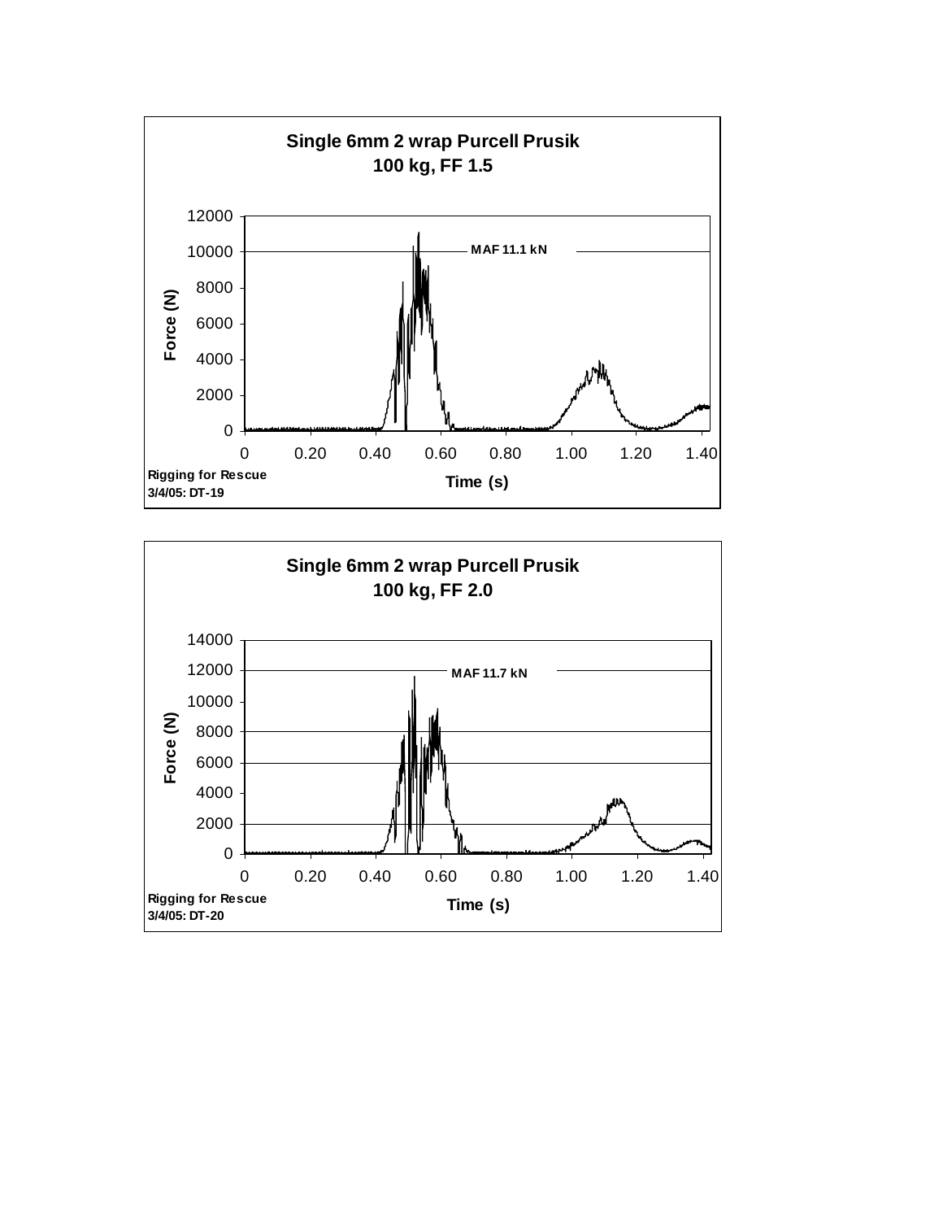**Single 6mm 2 wrap Purcell Prusik**
**100 kg, FF 1.5**

Force (N) vs. Time (s)

MAF 11.1 kN

Rigging for Rescue
3/4/05: DT-19

**Single 6mm 2 wrap Purcell Prusik**
**100 kg, FF 2.0**

Force (N) vs. Time (s)

MAF 11.7 kN

Rigging for Rescue
3/4/05: DT-20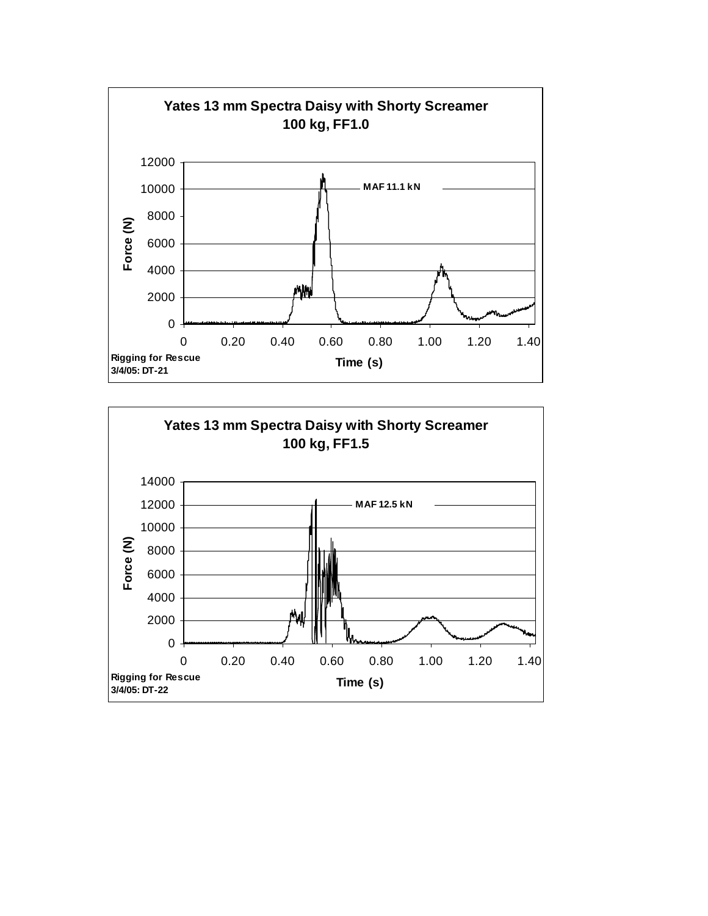**Yates 13 mm Spectra Daisy with Shorty Screamer**
**100 kg, FF1.0**

MAF 11.1 kN

Force (N)

Time (s)

Rigging for Rescue
3/4/05: DT-21

**Yates 13 mm Spectra Daisy with Shorty Screamer**
**100 kg, FF1.5**

MAF 12.5 kN

Force (N)

Time (s)

Rigging for Rescue
3/4/05: DT-22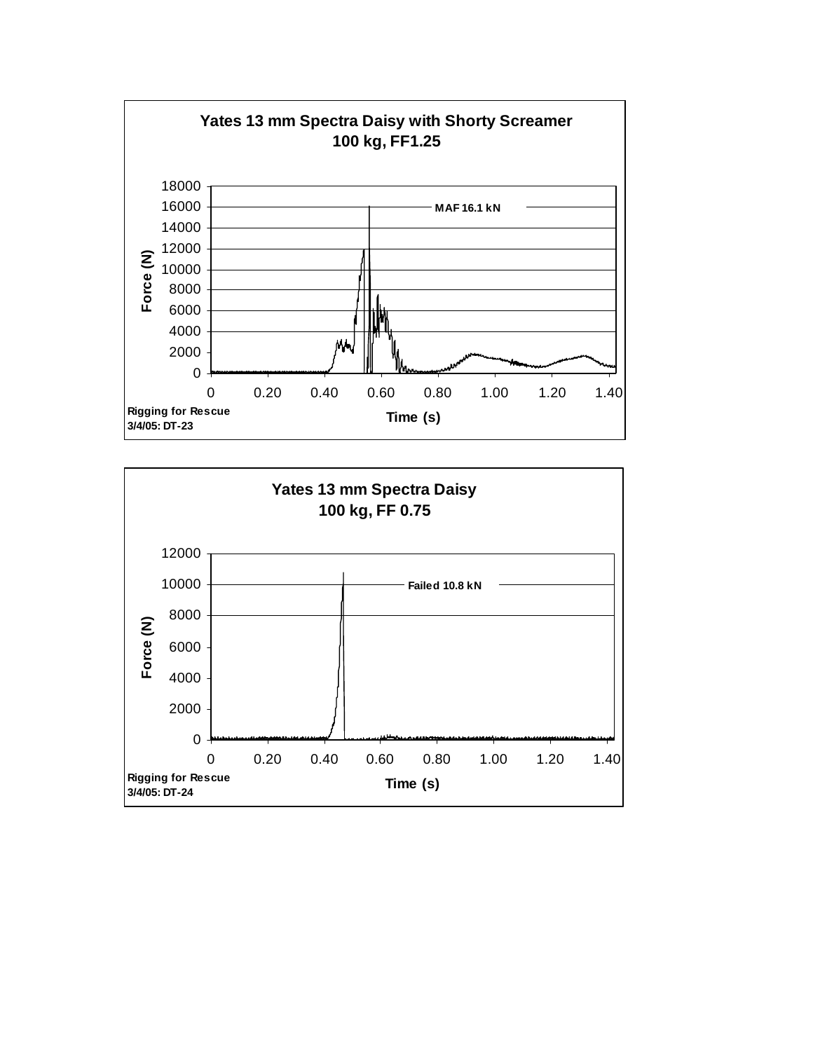**Yates 13 mm Spectra Daisy with Shorty Screamer**
**100 kg, FF1.25**

MAF 16.1 kN

Force (N)

Time (s)

Rigging for Rescue
3/4/05: DT-23

**Yates 13 mm Spectra Daisy**
**100 kg, FF 0.75**

Failed 10.8 kN

Force (N)

Time (s)

Rigging for Rescue
3/4/05: DT-24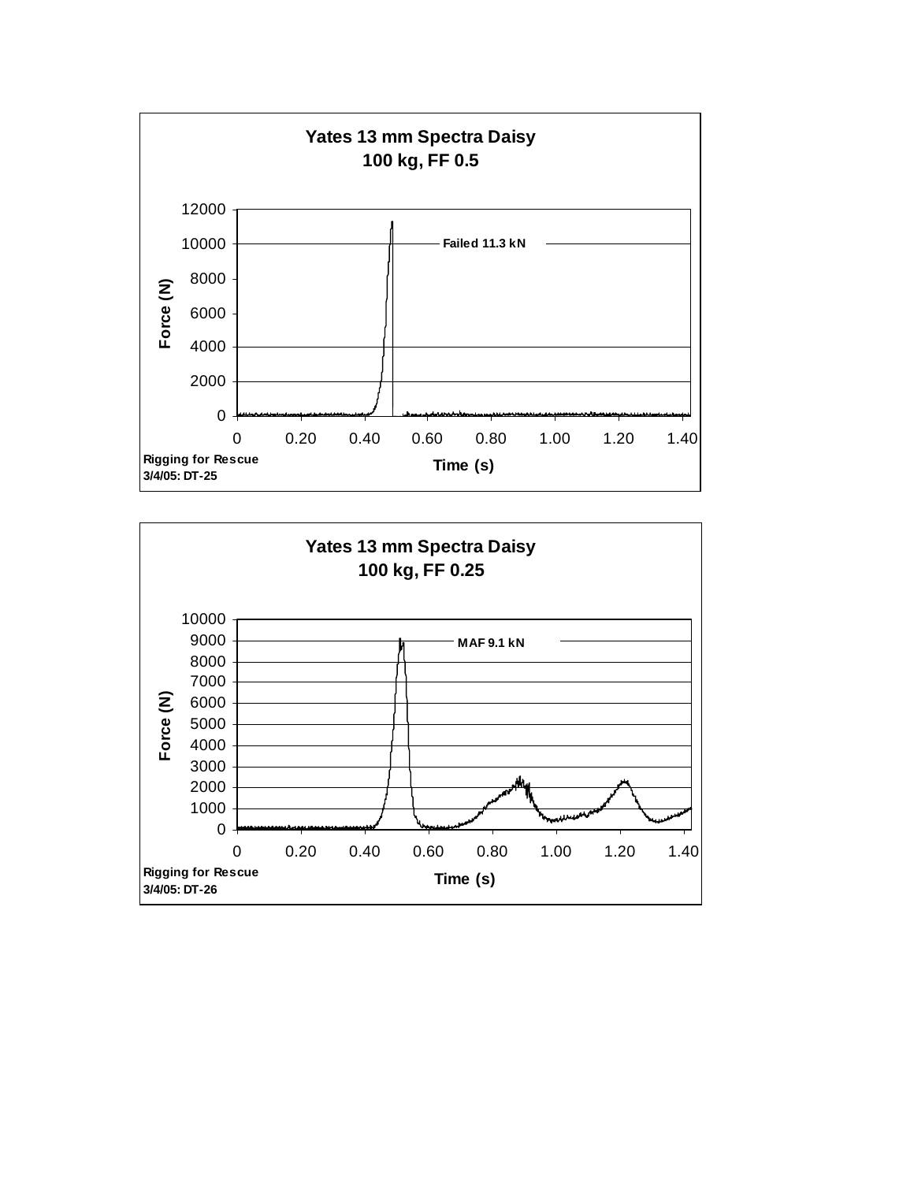**Yates 13 mm Spectra Daisy**
**100 kg, FF 0.5**

Force (N)

Failed 11.3 kN

Time (s)

Rigging for Rescue
3/4/05: DT-25

**Yates 13 mm Spectra Daisy**
**100 kg, FF 0.25**

Force (N)

MAF 9.1 kN

Time (s)

Rigging for Rescue
3/4/05: DT-26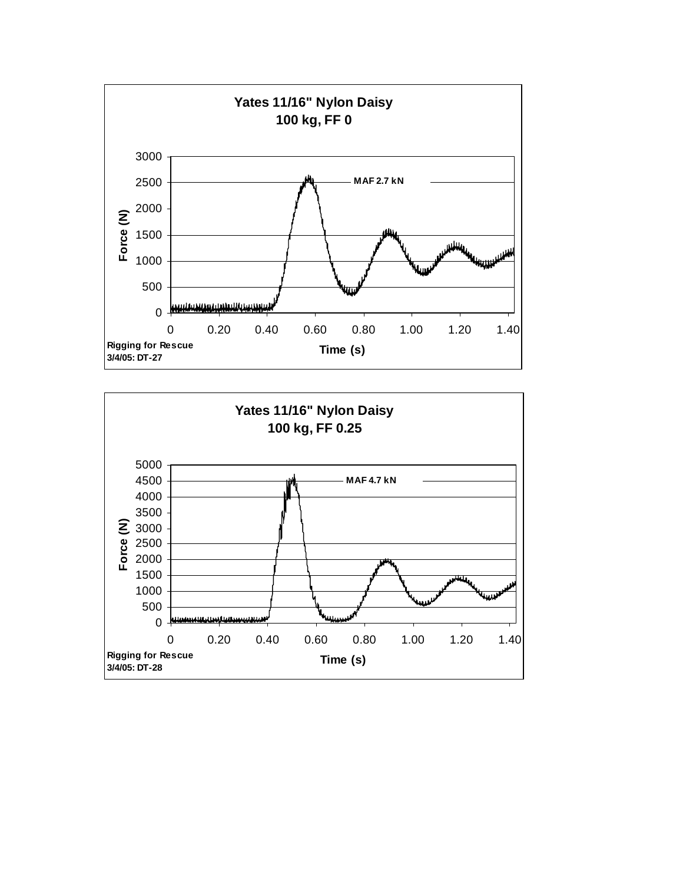**Yates 11/16" Nylon Daisy**
**100 kg, FF 0**

MAF 2.7 kN

Force (N): 0, 500, 1000, 1500, 2000, 2500, 3000

Time (s): 0, 0.20, 0.40, 0.60, 0.80, 1.00, 1.20, 1.40

Rigging for Rescue
3/4/05: DT-27

**Yates 11/16" Nylon Daisy**
**100 kg, FF 0.25**

MAF 4.7 kN

Force (N): 0, 500, 1000, 1500, 2000, 2500, 3000, 3500, 4000, 4500, 5000

Time (s): 0, 0.20, 0.40, 0.60, 0.80, 1.00, 1.20, 1.40

Rigging for Rescue
3/4/05: DT-28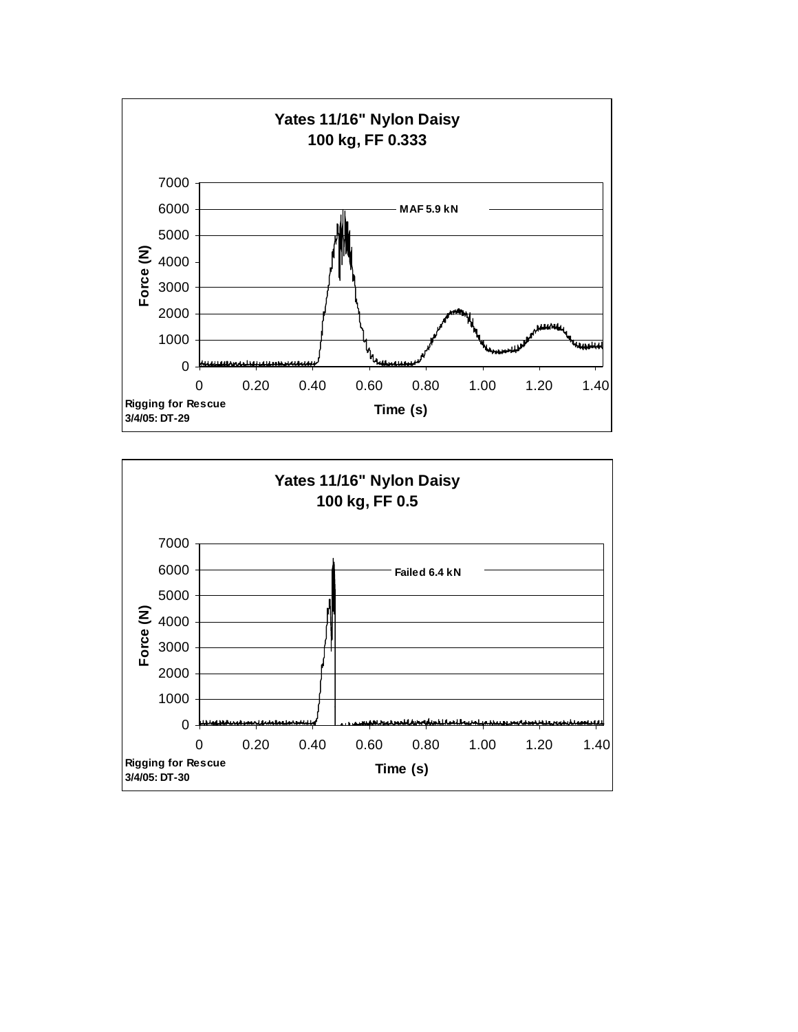**Yates 11/16" Nylon Daisy**
**100 kg, FF 0.333**

MAF 5.9 kN

Force (N)

Time (s)

Rigging for Rescue
3/4/05: DT-29

**Yates 11/16" Nylon Daisy**
**100 kg, FF 0.5**

Failed 6.4 kN

Force (N)

Time (s)

Rigging for Rescue
3/4/05: DT-30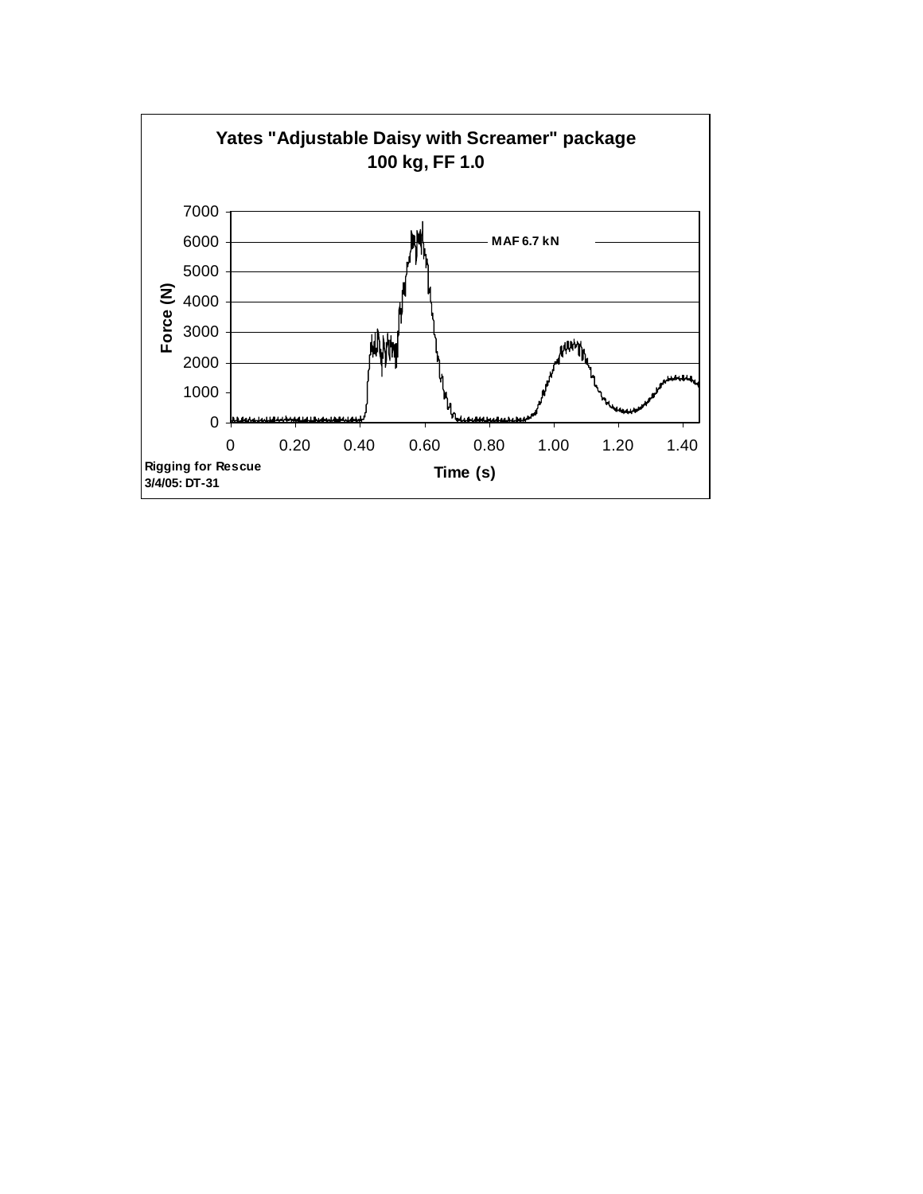**Yates "Adjustable Daisy with Screamer" package**
**100 kg, FF 1.0**

MAF 6.7 kN

Force (N): 0, 1000, 2000, 3000, 4000, 5000, 6000, 7000

Time (s): 0, 0.20, 0.40, 0.60, 0.80, 1.00, 1.20, 1.40

**Rigging for Rescue**
**3/4/05: DT-31**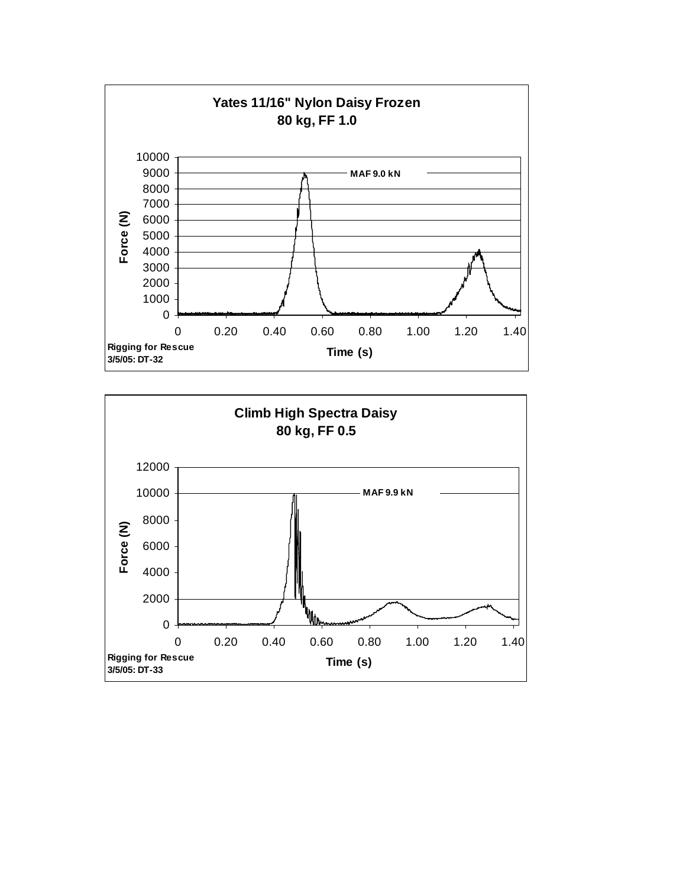**Yates 11/16" Nylon Daisy Frozen**
**80 kg, FF 1.0**

MAF 9.0 kN

Force (N)

Time (s)

Rigging for Rescue
3/5/05: DT-32

**Climb High Spectra Daisy**
**80 kg, FF 0.5**

MAF 9.9 kN

Force (N)

Time (s)

Rigging for Rescue
3/5/05: DT-33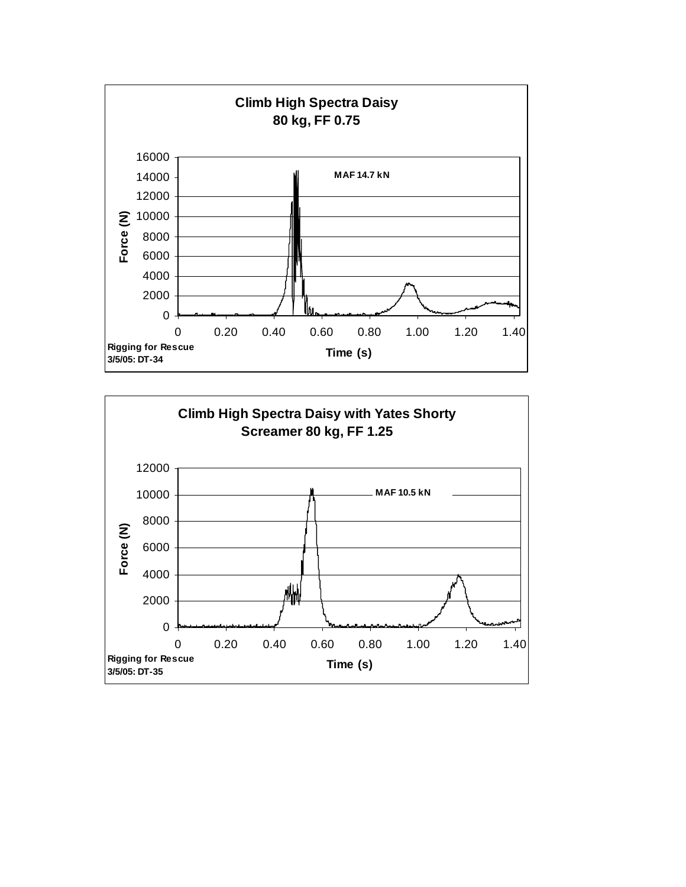**Climb High Spectra Daisy**
**80 kg, FF 0.75**

MAF 14.7 kN

Force (N): 0, 2000, 4000, 6000, 8000, 10000, 12000, 14000, 16000

Time (s): 0, 0.20, 0.40, 0.60, 0.80, 1.00, 1.20, 1.40

**Rigging for Rescue**
**3/5/05: DT-34**

**Climb High Spectra Daisy with Yates Shorty Screamer 80 kg, FF 1.25**

MAF 10.5 kN

Force (N): 0, 2000, 4000, 6000, 8000, 10000, 12000

Time (s): 0, 0.20, 0.40, 0.60, 0.80, 1.00, 1.20, 1.40

**Rigging for Rescue**
**3/5/05: DT-35**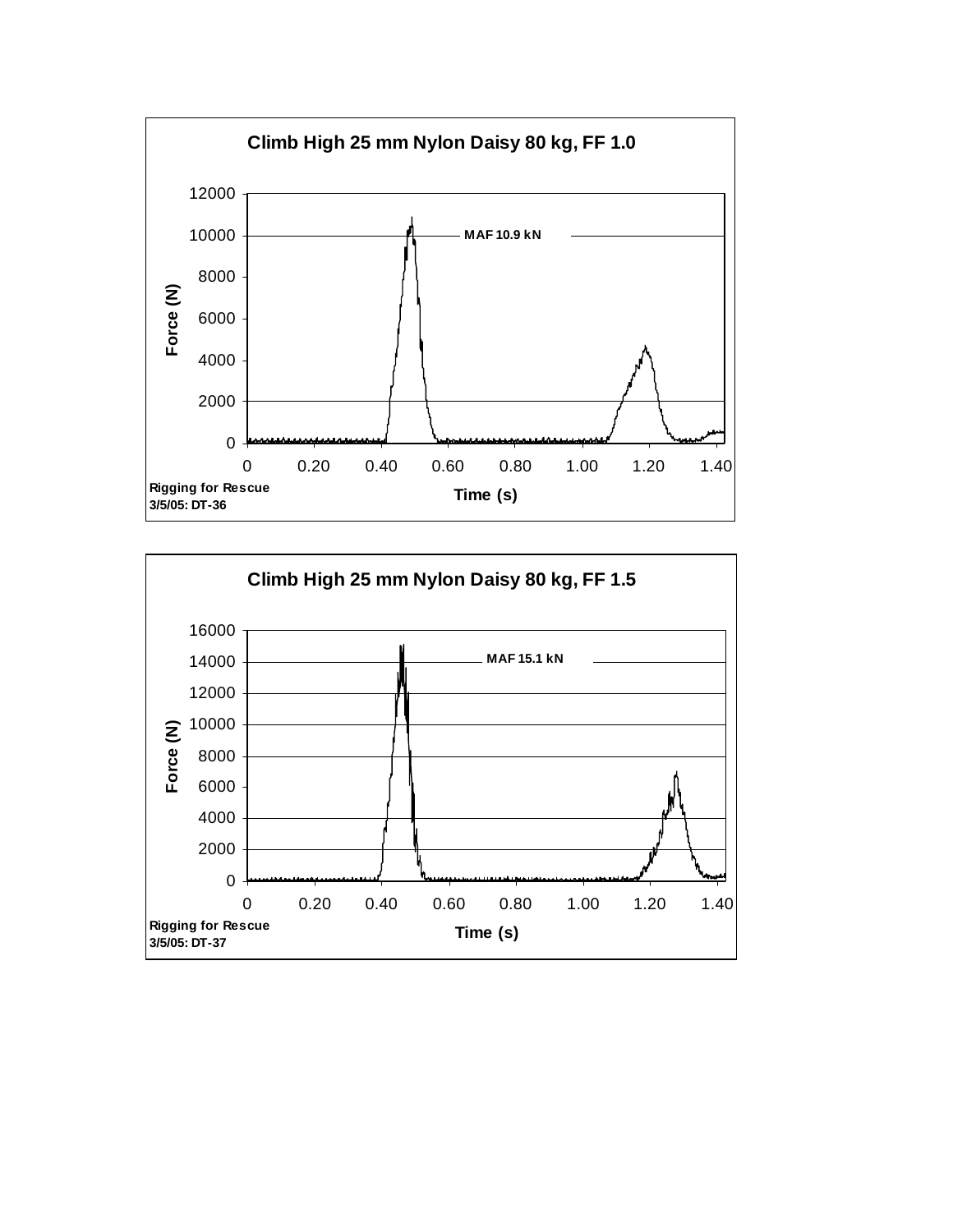**Climb High 25 mm Nylon Daisy 80 kg, FF 1.0**

MAF 10.9 kN

Force (N)

Time (s)

Rigging for Rescue
3/5/05: DT-36

**Climb High 25 mm Nylon Daisy 80 kg, FF 1.5**

MAF 15.1 kN

Force (N)

Time (s)

Rigging for Rescue
3/5/05: DT-37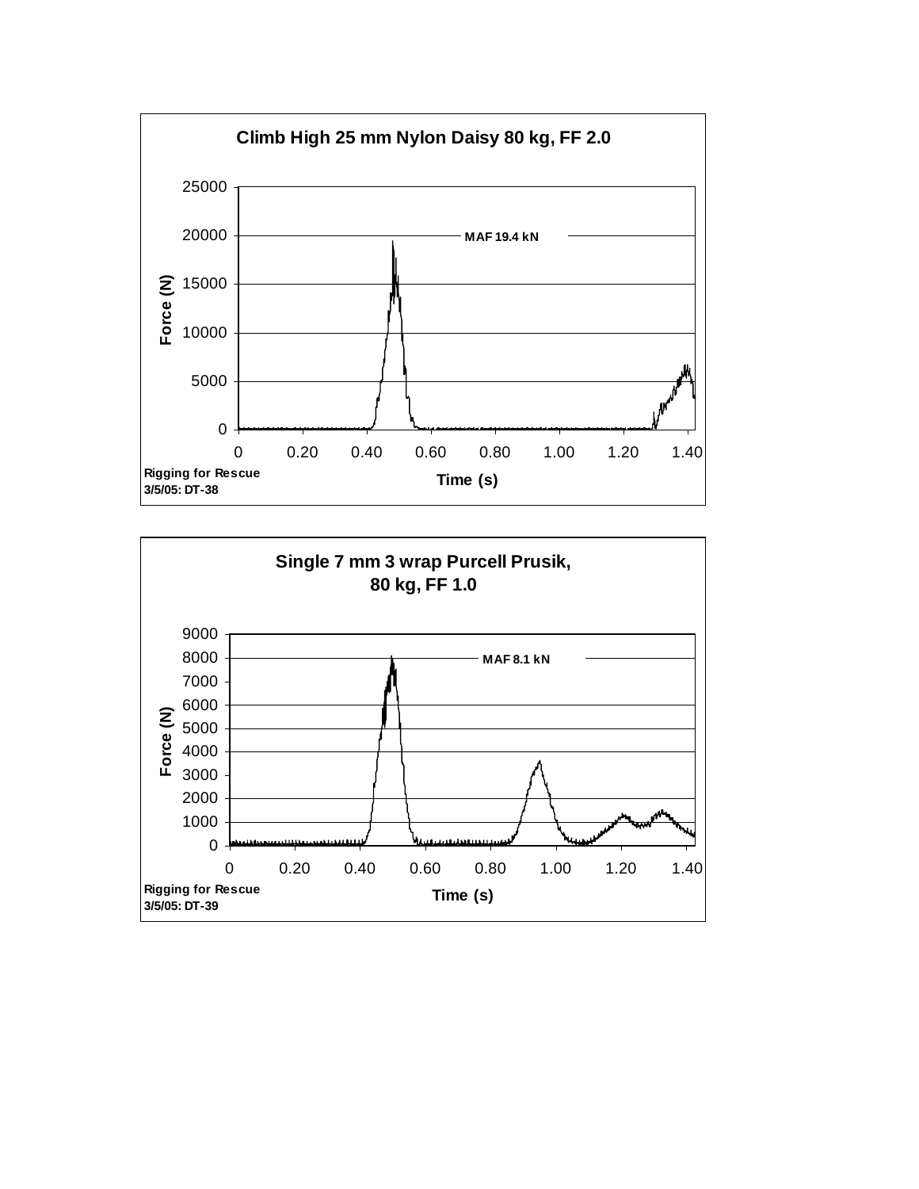**Climb High 25 mm Nylon Daisy 80 kg, FF 2.0**

MAF 19.4 kN

Force (N)

Time (s)

Rigging for Rescue
3/5/05: DT-38

**Single 7 mm 3 wrap Purcell Prusik, 80 kg, FF 1.0**

MAF 8.1 kN

Force (N)

Time (s)

Rigging for Rescue
3/5/05: DT-39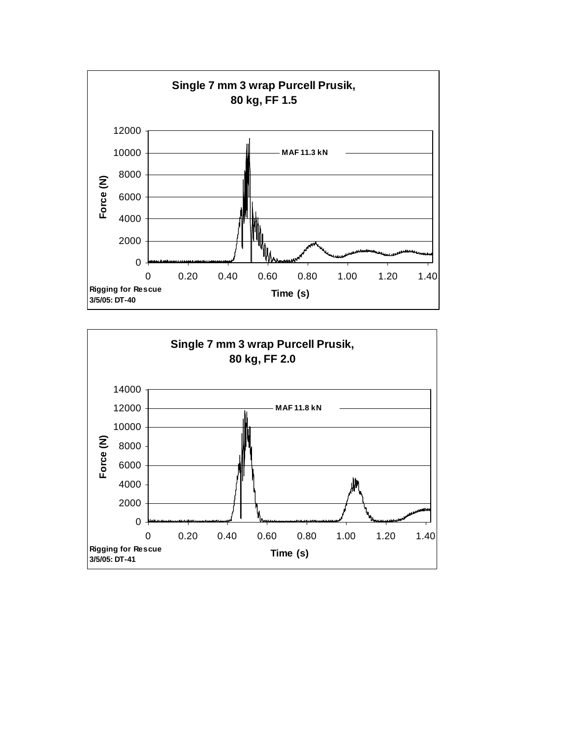**Single 7 mm 3 wrap Purcell Prusik, 80 kg, FF 1.5**

MAF 11.3 kN

Force (N)

Time (s)

Rigging for Rescue
3/5/05: DT-40

**Single 7 mm 3 wrap Purcell Prusik, 80 kg, FF 2.0**

MAF 11.8 kN

Force (N)

Time (s)

Rigging for Rescue
3/5/05: DT-41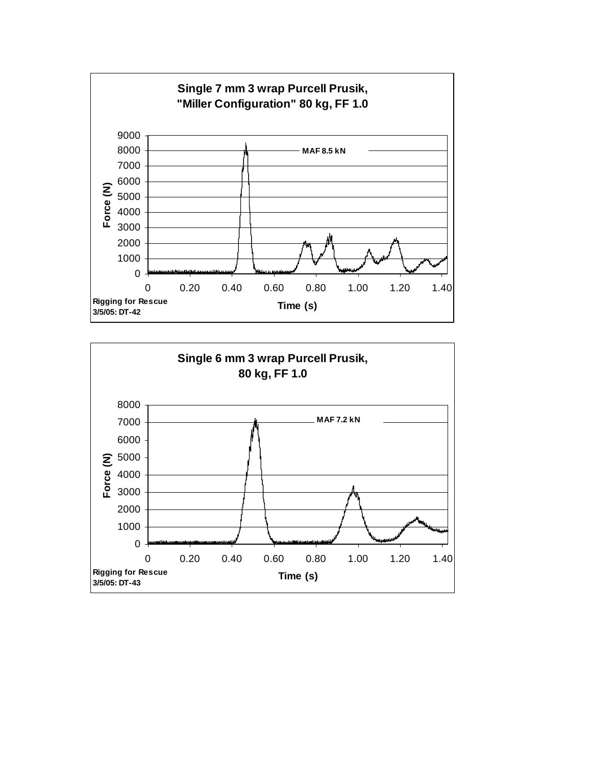**Single 7 mm 3 wrap Purcell Prusik, "Miller Configuration" 80 kg, FF 1.0**

MAF 8.5 kN

Force (N) — 0, 1000, 2000, 3000, 4000, 5000, 6000, 7000, 8000, 9000

Time (s) — 0, 0.20, 0.40, 0.60, 0.80, 1.00, 1.20, 1.40

Rigging for Rescue
3/5/05: DT-42

**Single 6 mm 3 wrap Purcell Prusik, 80 kg, FF 1.0**

MAF 7.2 kN

Force (N) — 0, 1000, 2000, 3000, 4000, 5000, 6000, 7000, 8000

Time (s) — 0, 0.20, 0.40, 0.60, 0.80, 1.00, 1.20, 1.40

Rigging for Rescue
3/5/05: DT-43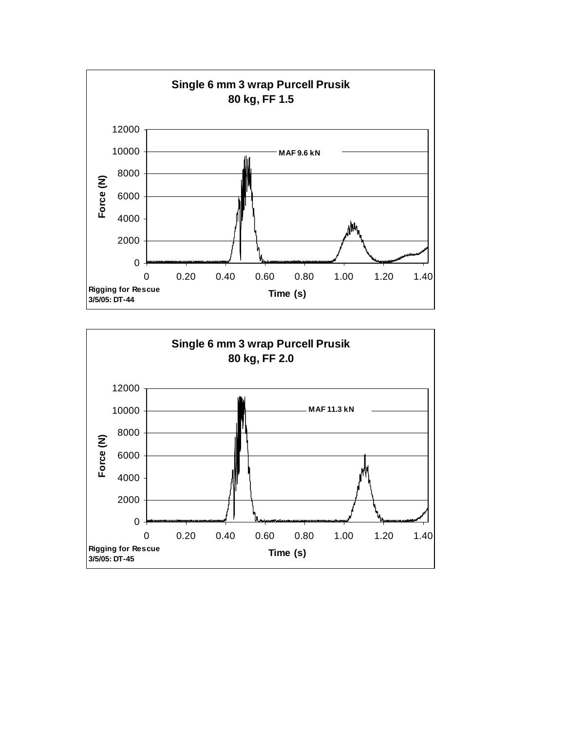**Single 6 mm 3 wrap Purcell Prusik**
**80 kg, FF 1.5**

Force (N) vs. Time (s)

MAF 9.6 kN

Rigging for Rescue
3/5/05: DT-44

**Single 6 mm 3 wrap Purcell Prusik**
**80 kg, FF 2.0**

Force (N) vs. Time (s)

MAF 11.3 kN

Rigging for Rescue
3/5/05: DT-45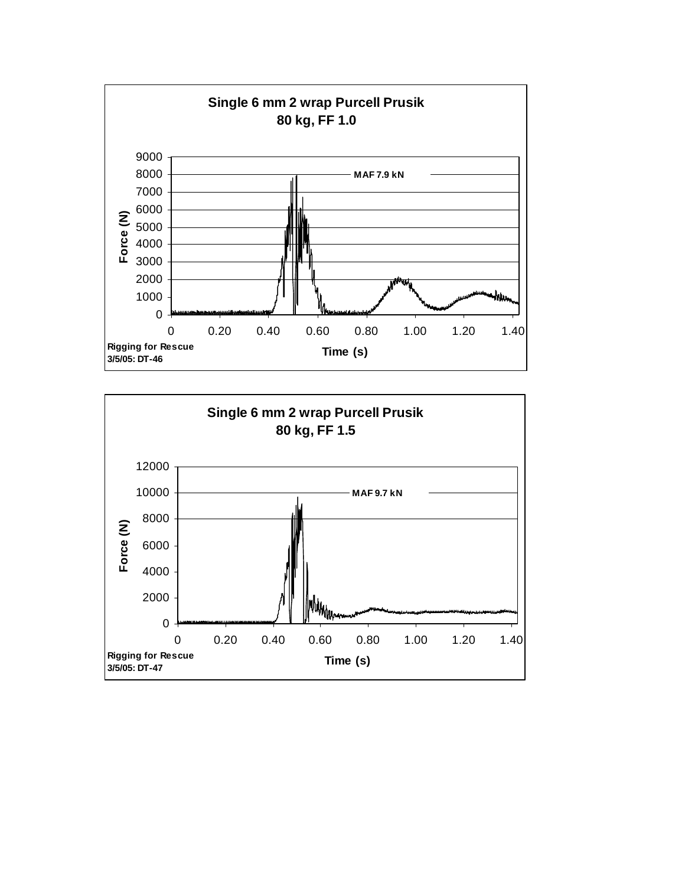**Single 6 mm 2 wrap Purcell Prusik**
**80 kg, FF 1.0**

MAF 7.9 kN

Force (N)

Time (s)

Rigging for Rescue
3/5/05: DT-46

**Single 6 mm 2 wrap Purcell Prusik**
**80 kg, FF 1.5**

MAF 9.7 kN

Force (N)

Time (s)

Rigging for Rescue
3/5/05: DT-47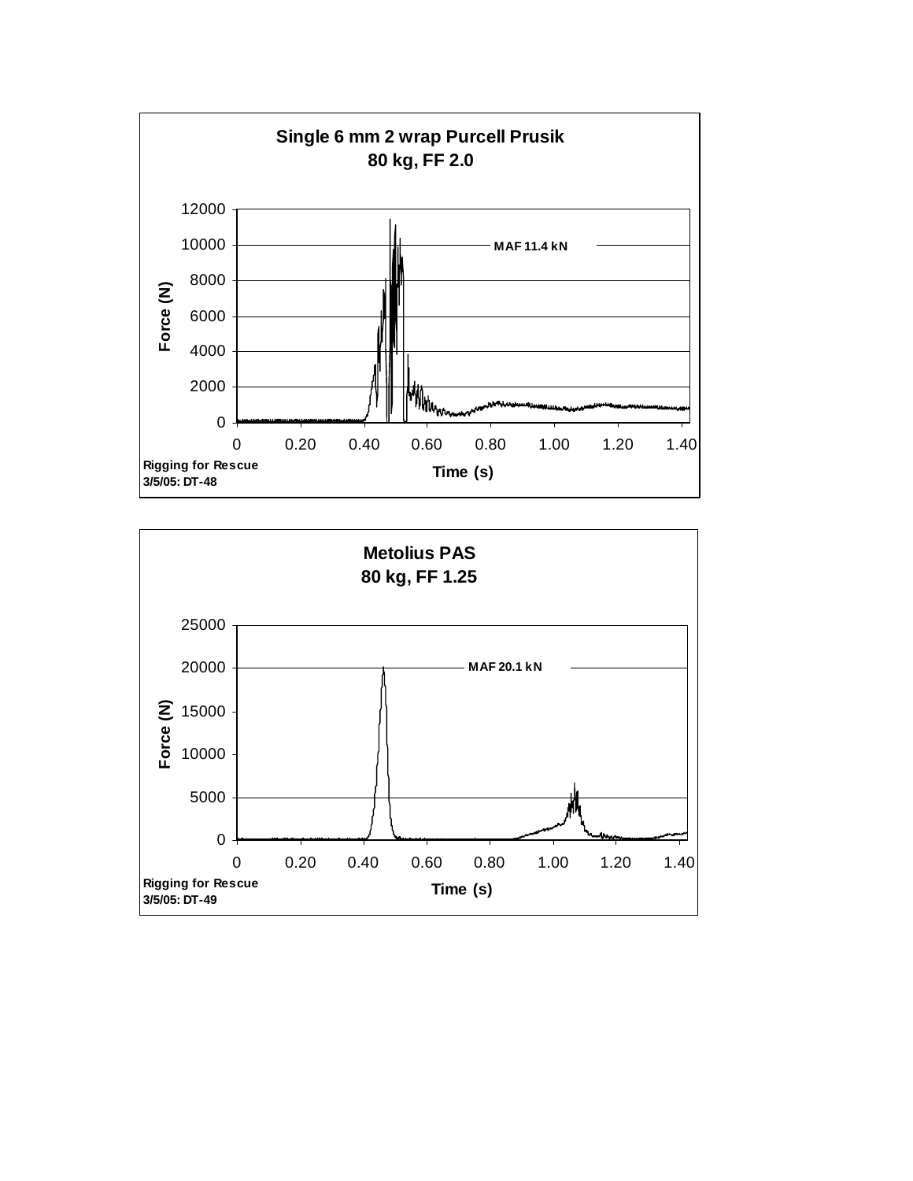**Single 6 mm 2 wrap Purcell Prusik**
**80 kg, FF 2.0**

MAF 11.4 kN

Force (N)

Time (s)

Rigging for Rescue
3/5/05: DT-48

**Metolius PAS**
**80 kg, FF 1.25**

MAF 20.1 kN

Force (N)

Time (s)

Rigging for Rescue
3/5/05: DT-49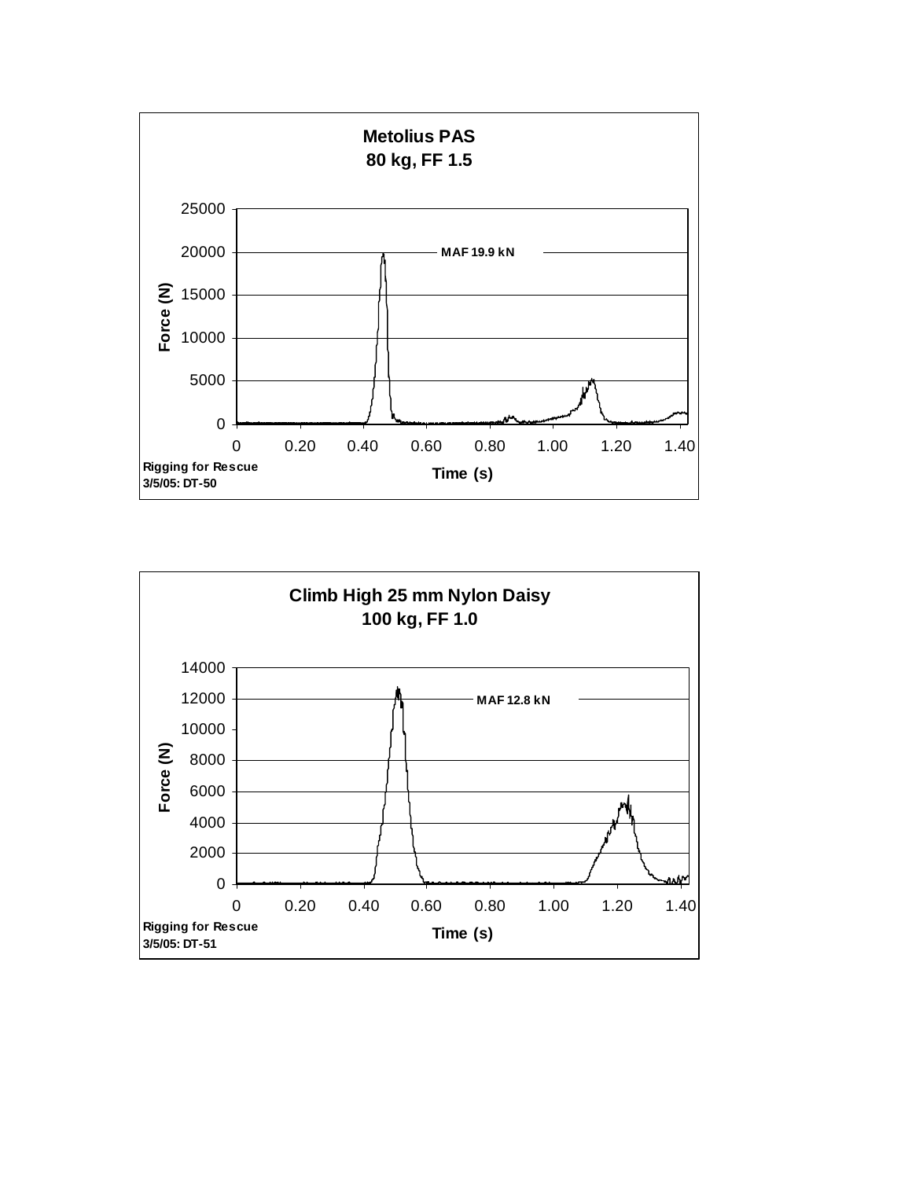**Metolius PAS**
**80 kg, FF 1.5**

MAF 19.9 kN

Force (N)

Time (s)

Rigging for Rescue
3/5/05: DT-50

**Climb High 25 mm Nylon Daisy**
**100 kg, FF 1.0**

MAF 12.8 kN

Force (N)

Time (s)

Rigging for Rescue
3/5/05: DT-51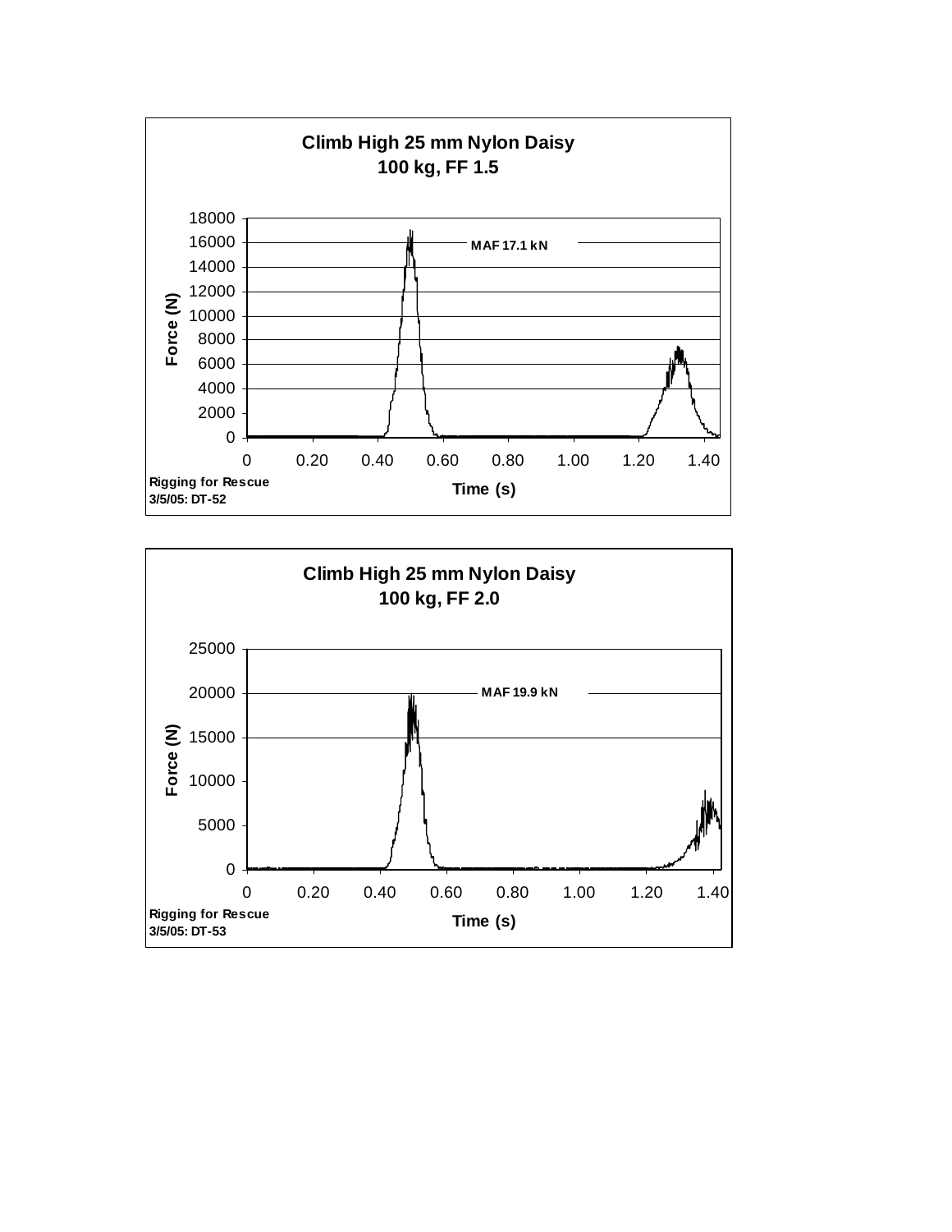Climb High 25 mm Nylon Daisy
100 kg, FF 1.5

18000
16000
14000
12000
10000
8000
6000
4000
2000
0

Force (N)

MAF 17.1 kN

0
0.20
0.40
0.60
0.80
1.00
1.20
1.40

Time (s)

Rigging for Rescue
3/5/05: DT-52

Climb High 25 mm Nylon Daisy
100 kg, FF 2.0

25000
20000
15000
10000
5000
0

Force (N)

MAF 19.9 kN

0
0.20
0.40
0.60
0.80
1.00
1.20
1.40

Time (s)

Rigging for Rescue
3/5/05: DT-53